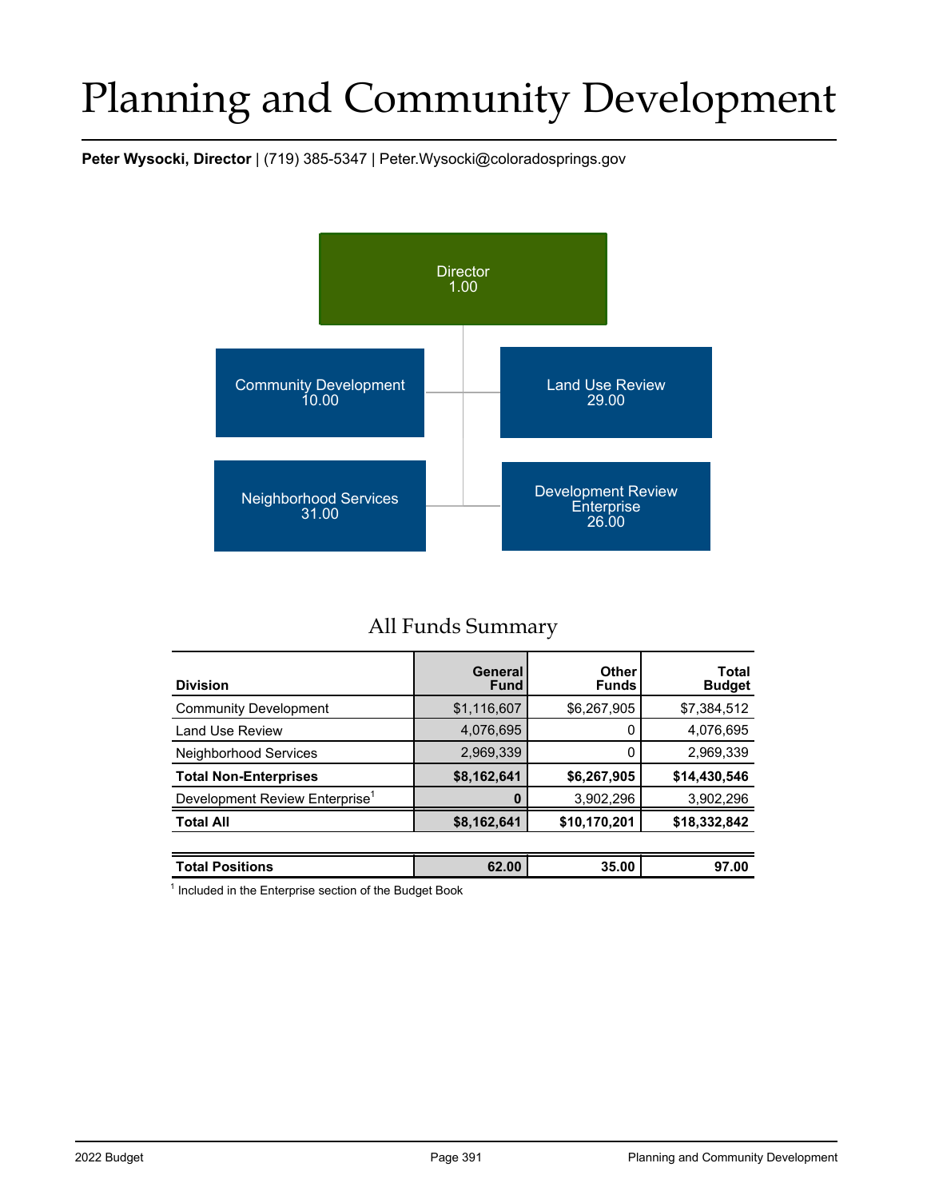# Planning and Community Development

**Peter Wysocki, Director** | (719) 385-5347 | Peter.Wysocki@coloradosprings.gov

Director
1.00

Community Development
10.00

Land Use Review
29.00

Neighborhood Services
31.00

Development Review Enterprise
26.00

## All Funds Summary

| Division | General Fund | Other Funds | Total Budget |
|---|---|---|---|
| Community Development | $1,116,607 | $6,267,905 | $7,384,512 |
| Land Use Review | 4,076,695 | 0 | 4,076,695 |
| Neighborhood Services | 2,969,339 | 0 | 2,969,339 |
| **Total Non-Enterprises** | **$8,162,641** | **$6,267,905** | **$14,430,546** |
| Development Review Enterprise[1] | **0** | 3,902,296 | 3,902,296 |
| **Total All** | **$8,162,641** | **$10,170,201** | **$18,332,842** |
| | | | |
| **Total Positions** | **62.00** | **35.00** | **97.00** |

[1] Included in the Enterprise section of the Budget Book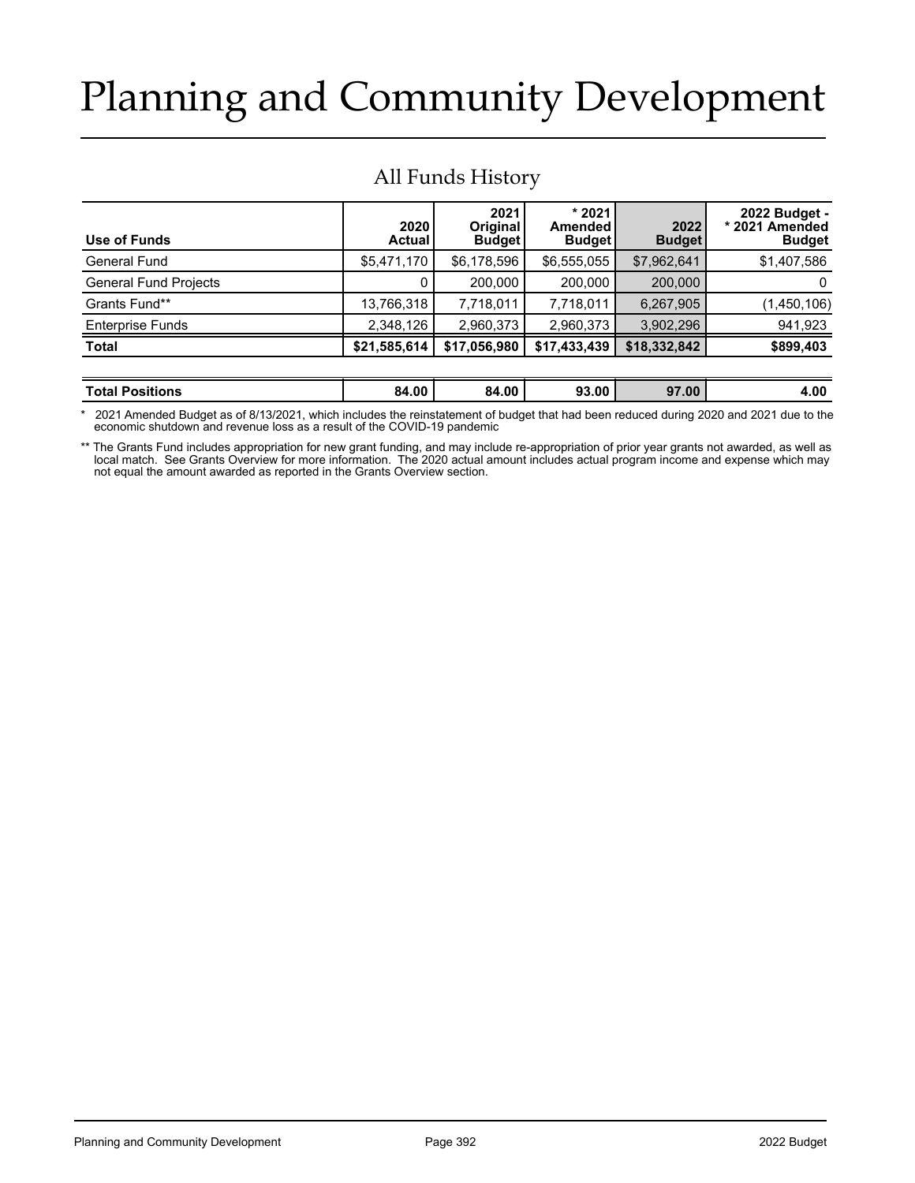# Planning and Community Development

## All Funds History

| Use of Funds | 2020 Actual | 2021 Original Budget | * 2021 Amended Budget | 2022 Budget | 2022 Budget - * 2021 Amended Budget |
|---|---|---|---|---|---|
| General Fund | $5,471,170 | $6,178,596 | $6,555,055 | $7,962,641 | $1,407,586 |
| General Fund Projects | 0 | 200,000 | 200,000 | 200,000 | 0 |
| Grants Fund** | 13,766,318 | 7,718,011 | 7,718,011 | 6,267,905 | (1,450,106) |
| Enterprise Funds | 2,348,126 | 2,960,373 | 2,960,373 | 3,902,296 | 941,923 |
| **Total** | **$21,585,614** | **$17,056,980** | **$17,433,439** | **$18,332,842** | **$899,403** |
| | | | | | |
| **Total Positions** | **84.00** | **84.00** | **93.00** | **97.00** | **4.00** |

\* 2021 Amended Budget as of 8/13/2021, which includes the reinstatement of budget that had been reduced during 2020 and 2021 due to the economic shutdown and revenue loss as a result of the COVID-19 pandemic

** The Grants Fund includes appropriation for new grant funding, and may include re-appropriation of prior year grants not awarded, as well as local match. See Grants Overview for more information. The 2020 actual amount includes actual program income and expense which may not equal the amount awarded as reported in the Grants Overview section.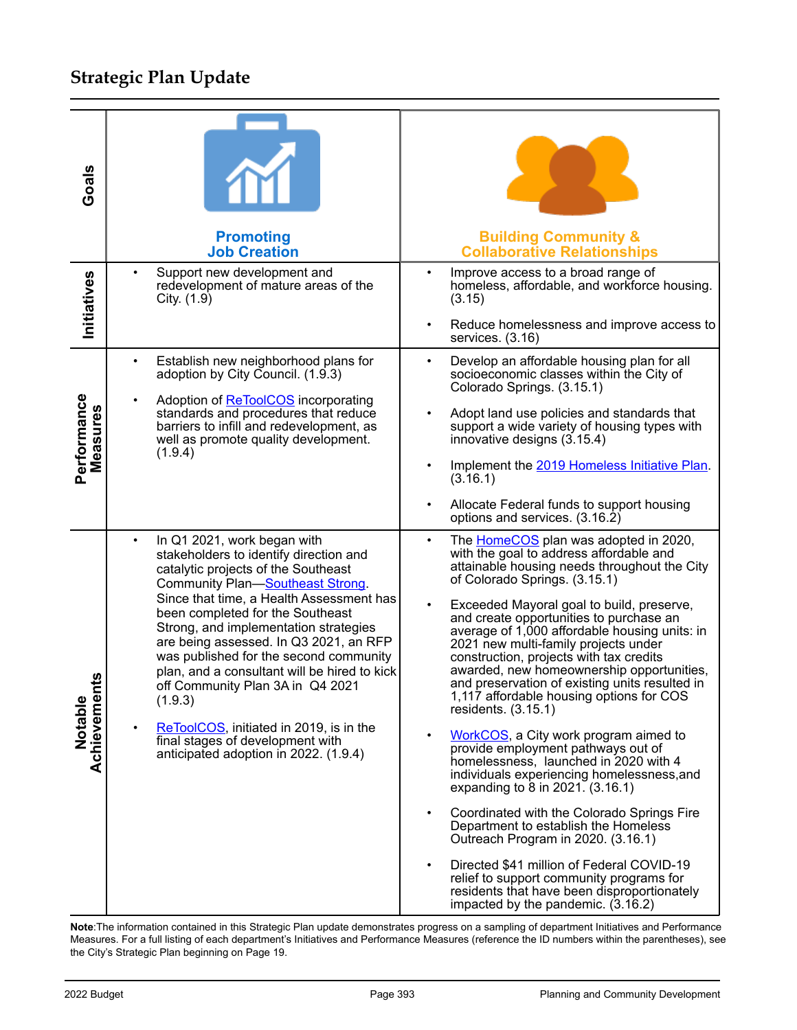## Strategic Plan Update

| Goals | Promoting Job Creation | Building Community & Collaborative Relationships |
|---|---|---|
| Initiatives | • Support new development and redevelopment of mature areas of the City. (1.9) | • Improve access to a broad range of homeless, affordable, and workforce housing. (3.15)<br>• Reduce homelessness and improve access to services. (3.16) |
| Performance Measures | • Establish new neighborhood plans for adoption by City Council. (1.9.3)<br>• Adoption of ReToolCOS incorporating standards and procedures that reduce barriers to infill and redevelopment, as well as promote quality development. (1.9.4) | • Develop an affordable housing plan for all socioeconomic classes within the City of Colorado Springs. (3.15.1)<br>• Adopt land use policies and standards that support a wide variety of housing types with innovative designs (3.15.4)<br>• Implement the 2019 Homeless Initiative Plan. (3.16.1)<br>• Allocate Federal funds to support housing options and services. (3.16.2) |
| Notable Achievements | • In Q1 2021, work began with stakeholders to identify direction and catalytic projects of the Southeast Community Plan—Southeast Strong. Since that time, a Health Assessment has been completed for the Southeast Strong, and implementation strategies are being assessed. In Q3 2021, an RFP was published for the second community plan, and a consultant will be hired to kick off Community Plan 3A in Q4 2021 (1.9.3)<br>• ReToolCOS, initiated in 2019, is in the final stages of development with anticipated adoption in 2022. (1.9.4) | • The HomeCOS plan was adopted in 2020, with the goal to address affordable and attainable housing needs throughout the City of Colorado Springs. (3.15.1)<br>• Exceeded Mayoral goal to build, preserve, and create opportunities to purchase an average of 1,000 affordable housing units: in 2021 new multi-family projects under construction, projects with tax credits awarded, new homeownership opportunities, and preservation of existing units resulted in 1,117 affordable housing options for COS residents. (3.15.1)<br>• WorkCOS, a City work program aimed to provide employment pathways out of homelessness, launched in 2020 with 4 individuals experiencing homelessness,and expanding to 8 in 2021. (3.16.1)<br>• Coordinated with the Colorado Springs Fire Department to establish the Homeless Outreach Program in 2020. (3.16.1)<br>• Directed $41 million of Federal COVID-19 relief to support community programs for residents that have been disproportionately impacted by the pandemic. (3.16.2) |

**Note**:The information contained in this Strategic Plan update demonstrates progress on a sampling of department Initiatives and Performance Measures. For a full listing of each department's Initiatives and Performance Measures (reference the ID numbers within the parentheses), see the City's Strategic Plan beginning on Page 19.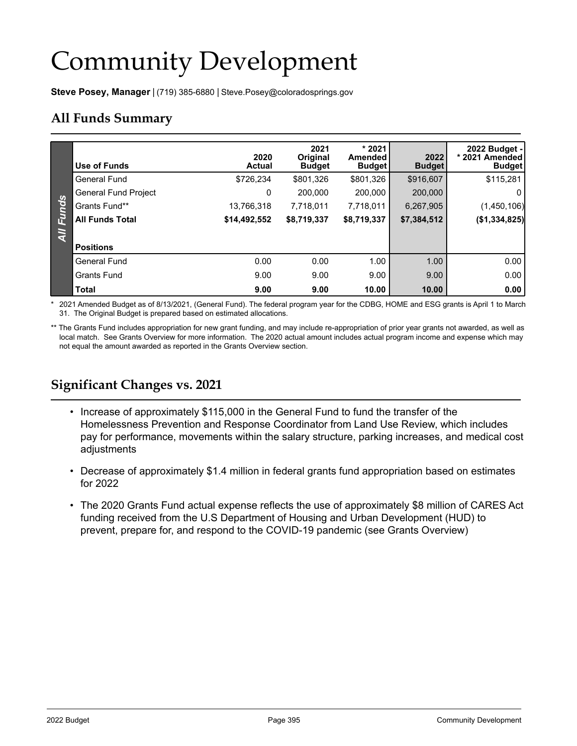# Community Development

**Steve Posey, Manager** | (719) 385-6880 | Steve.Posey@coloradosprings.gov

## All Funds Summary

| Use of Funds | 2020 Actual | 2021 Original Budget | * 2021 Amended Budget | 2022 Budget | 2022 Budget - * 2021 Amended Budget |
|---|---|---|---|---|---|
| General Fund | $726,234 | $801,326 | $801,326 | $916,607 | $115,281 |
| General Fund Project | 0 | 200,000 | 200,000 | 200,000 | 0 |
| Grants Fund** | 13,766,318 | 7,718,011 | 7,718,011 | 6,267,905 | (1,450,106) |
| **All Funds Total** | **$14,492,552** | **$8,719,337** | **$8,719,337** | **$7,384,512** | **($1,334,825)** |
| **Positions** | | | | | |
| General Fund | 0.00 | 0.00 | 1.00 | 1.00 | 0.00 |
| Grants Fund | 9.00 | 9.00 | 9.00 | 9.00 | 0.00 |
| **Total** | **9.00** | **9.00** | **10.00** | **10.00** | **0.00** |

\* 2021 Amended Budget as of 8/13/2021, (General Fund). The federal program year for the CDBG, HOME and ESG grants is April 1 to March 31. The Original Budget is prepared based on estimated allocations.

** The Grants Fund includes appropriation for new grant funding, and may include re-appropriation of prior year grants not awarded, as well as local match. See Grants Overview for more information. The 2020 actual amount includes actual program income and expense which may not equal the amount awarded as reported in the Grants Overview section.

## Significant Changes vs. 2021

- Increase of approximately $115,000 in the General Fund to fund the transfer of the Homelessness Prevention and Response Coordinator from Land Use Review, which includes pay for performance, movements within the salary structure, parking increases, and medical cost adjustments
- Decrease of approximately $1.4 million in federal grants fund appropriation based on estimates for 2022
- The 2020 Grants Fund actual expense reflects the use of approximately $8 million of CARES Act funding received from the U.S Department of Housing and Urban Development (HUD) to prevent, prepare for, and respond to the COVID-19 pandemic (see Grants Overview)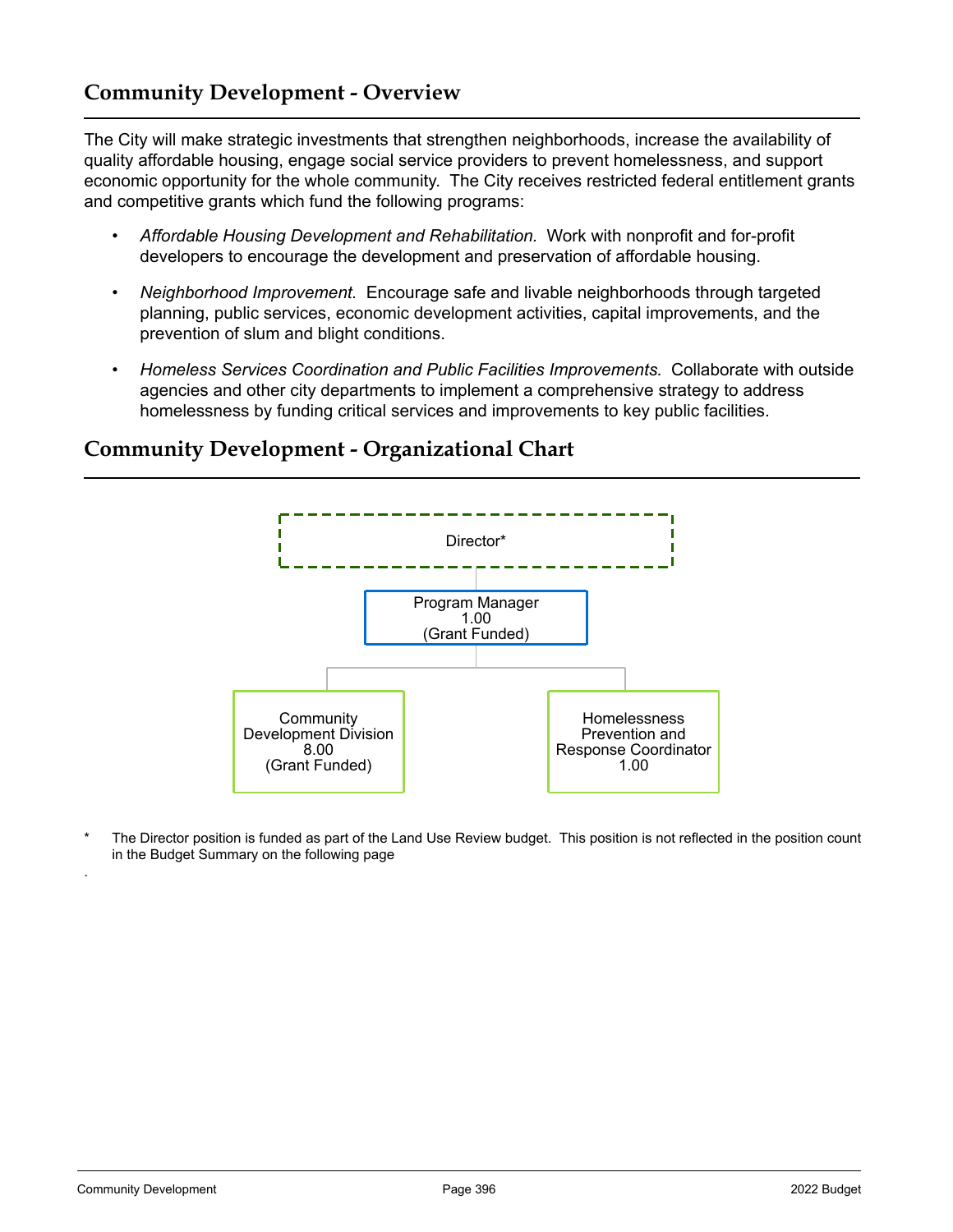## Community Development - Overview

The City will make strategic investments that strengthen neighborhoods, increase the availability of quality affordable housing, engage social service providers to prevent homelessness, and support economic opportunity for the whole community. The City receives restricted federal entitlement grants and competitive grants which fund the following programs:

- *Affordable Housing Development and Rehabilitation.* Work with nonprofit and for-profit developers to encourage the development and preservation of affordable housing.
- *Neighborhood Improvement.* Encourage safe and livable neighborhoods through targeted planning, public services, economic development activities, capital improvements, and the prevention of slum and blight conditions.
- *Homeless Services Coordination and Public Facilities Improvements.* Collaborate with outside agencies and other city departments to implement a comprehensive strategy to address homelessness by funding critical services and improvements to key public facilities.

## Community Development - Organizational Chart

Director*

Program Manager
1.00
(Grant Funded)

Community Development Division
8.00
(Grant Funded)

Homelessness Prevention and Response Coordinator
1.00

\* The Director position is funded as part of the Land Use Review budget. This position is not reflected in the position count in the Budget Summary on the following page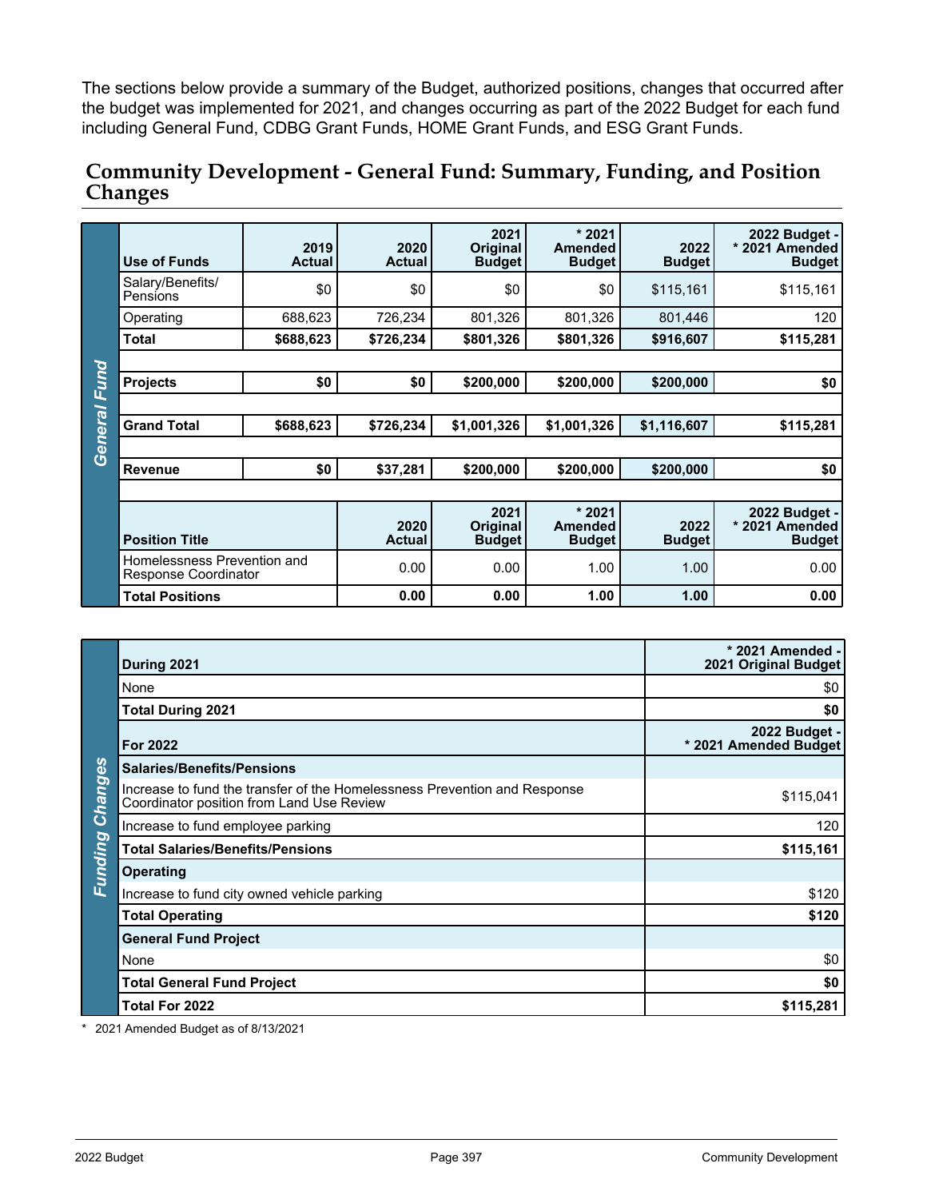The sections below provide a summary of the Budget, authorized positions, changes that occurred after the budget was implemented for 2021, and changes occurring as part of the 2022 Budget for each fund including General Fund, CDBG Grant Funds, HOME Grant Funds, and ESG Grant Funds.

## Community Development - General Fund: Summary, Funding, and Position Changes

**General Fund**

| Use of Funds | 2019 Actual | 2020 Actual | 2021 Original Budget | * 2021 Amended Budget | 2022 Budget | 2022 Budget - * 2021 Amended Budget |
|---|---|---|---|---|---|---|
| Salary/Benefits/ Pensions | $0 | $0 | $0 | $0 | $115,161 | $115,161 |
| Operating | 688,623 | 726,234 | 801,326 | 801,326 | 801,446 | 120 |
| **Total** | **$688,623** | **$726,234** | **$801,326** | **$801,326** | **$916,607** | **$115,281** |
| | | | | | | |
| **Projects** | **$0** | **$0** | **$200,000** | **$200,000** | **$200,000** | **$0** |
| | | | | | | |
| **Grand Total** | **$688,623** | **$726,234** | **$1,001,326** | **$1,001,326** | **$1,116,607** | **$115,281** |
| | | | | | | |
| **Revenue** | **$0** | **$37,281** | **$200,000** | **$200,000** | **$200,000** | **$0** |

| Position Title | 2020 Actual | 2021 Original Budget | * 2021 Amended Budget | 2022 Budget | 2022 Budget - * 2021 Amended Budget |
|---|---|---|---|---|---|
| Homelessness Prevention and Response Coordinator | 0.00 | 0.00 | 1.00 | 1.00 | 0.00 |
| **Total Positions** | **0.00** | **0.00** | **1.00** | **1.00** | **0.00** |

**Funding Changes**

| During 2021 | * 2021 Amended - 2021 Original Budget |
|---|---|
| None | $0 |
| **Total During 2021** | **$0** |
| **For 2022** | **2022 Budget - * 2021 Amended Budget** |
| **Salaries/Benefits/Pensions** | |
| Increase to fund the transfer of the Homelessness Prevention and Response Coordinator position from Land Use Review | $115,041 |
| Increase to fund employee parking | 120 |
| **Total Salaries/Benefits/Pensions** | **$115,161** |
| **Operating** | |
| Increase to fund city owned vehicle parking | $120 |
| **Total Operating** | **$120** |
| **General Fund Project** | |
| None | $0 |
| **Total General Fund Project** | **$0** |
| **Total For 2022** | **$115,281** |

* 2021 Amended Budget as of 8/13/2021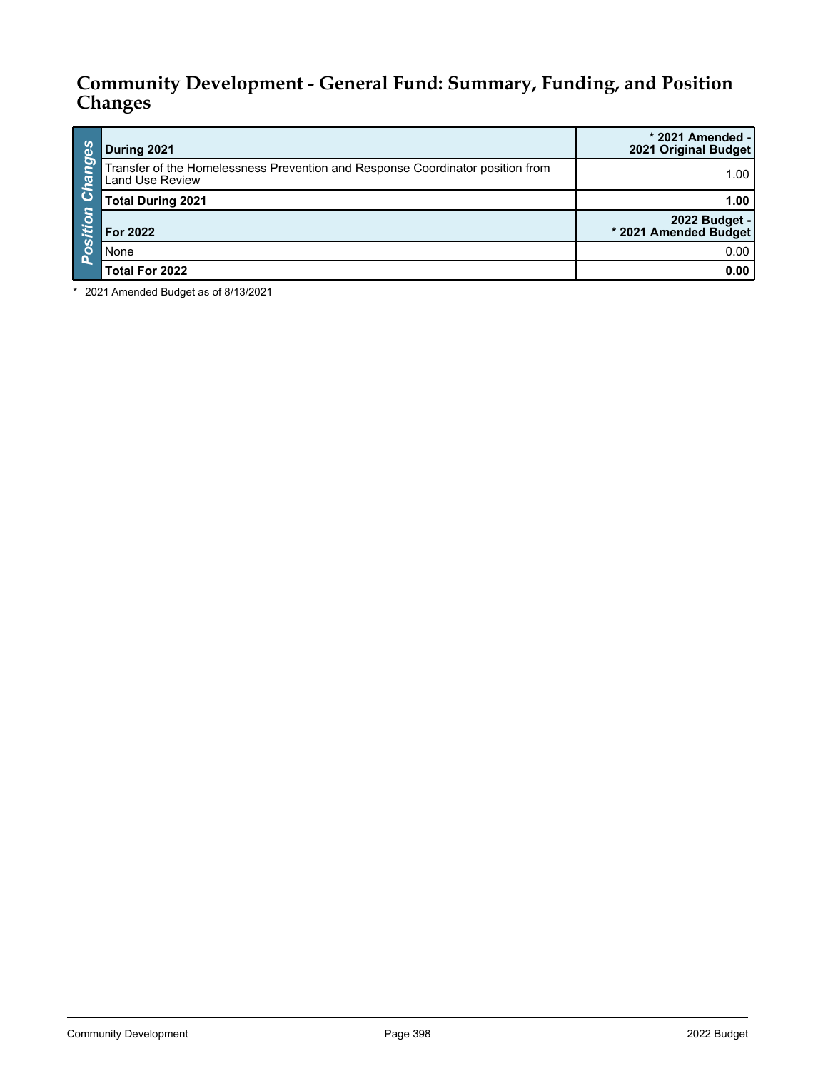## Community Development - General Fund: Summary, Funding, and Position Changes

**Position Changes**

| During 2021 | * 2021 Amended - 2021 Original Budget |
|---|---|
| Transfer of the Homelessness Prevention and Response Coordinator position from Land Use Review | 1.00 |
| **Total During 2021** | **1.00** |
| **For 2022** | **2022 Budget - * 2021 Amended Budget** |
| None | 0.00 |
| **Total For 2022** | **0.00** |

\* 2021 Amended Budget as of 8/13/2021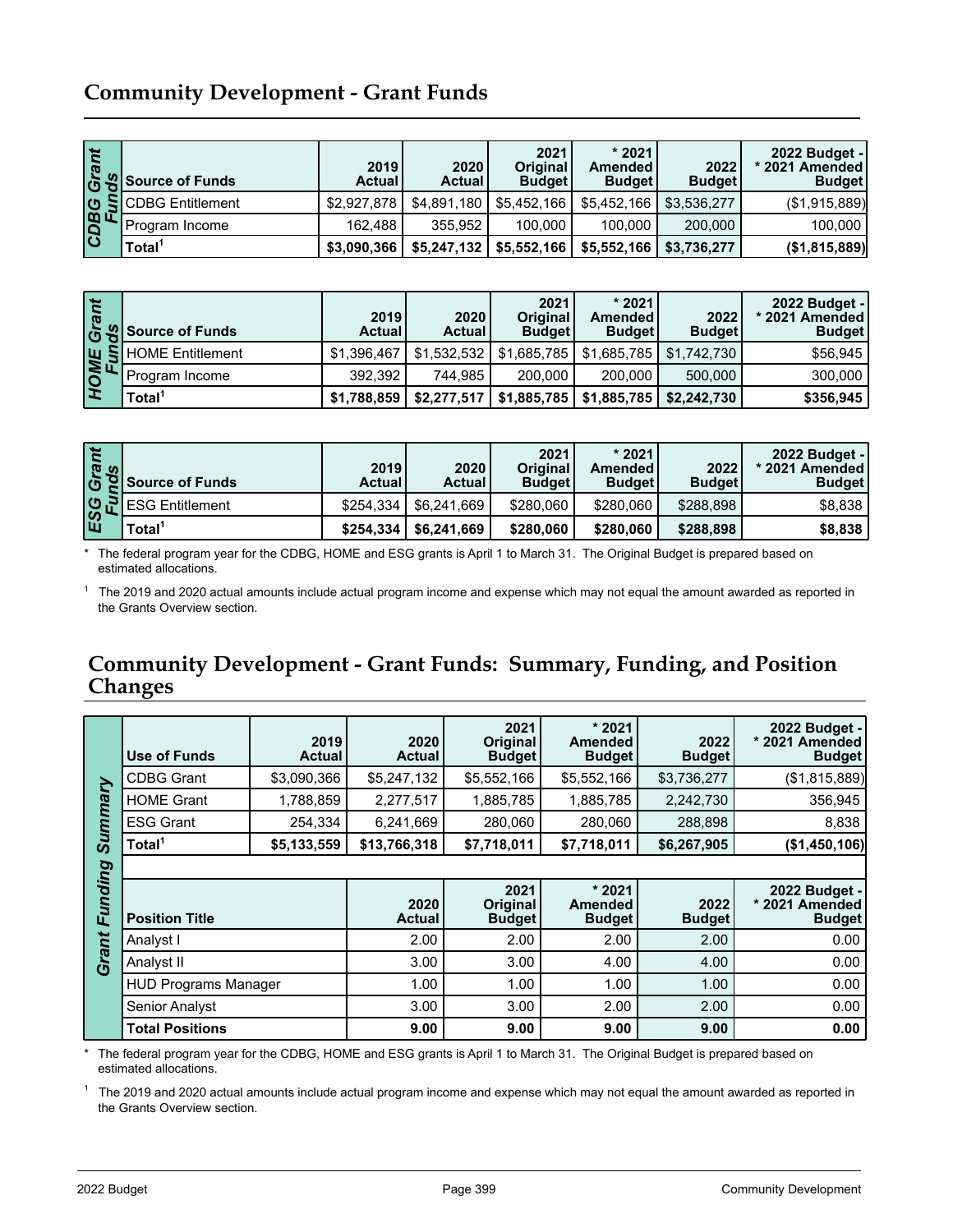## Community Development - Grant Funds

| CDBG Grant Funds | Source of Funds | 2019 Actual | 2020 Actual | 2021 Original Budget | * 2021 Amended Budget | 2022 Budget | 2022 Budget - * 2021 Amended Budget |
|---|---|---|---|---|---|---|---|
| | CDBG Entitlement | $2,927,878 | $4,891,180 | $5,452,166 | $5,452,166 | $3,536,277 | ($1,915,889) |
| | Program Income | 162,488 | 355,952 | 100,000 | 100,000 | 200,000 | 100,000 |
| | **Total[1]** | **$3,090,366** | **$5,247,132** | **$5,552,166** | **$5,552,166** | **$3,736,277** | **($1,815,889)** |

| HOME Grant Funds | Source of Funds | 2019 Actual | 2020 Actual | 2021 Original Budget | * 2021 Amended Budget | 2022 Budget | 2022 Budget - * 2021 Amended Budget |
|---|---|---|---|---|---|---|---|
| | HOME Entitlement | $1,396,467 | $1,532,532 | $1,685,785 | $1,685,785 | $1,742,730 | $56,945 |
| | Program Income | 392,392 | 744,985 | 200,000 | 200,000 | 500,000 | 300,000 |
| | **Total[1]** | **$1,788,859** | **$2,277,517** | **$1,885,785** | **$1,885,785** | **$2,242,730** | **$356,945** |

| ESG Grant Funds | Source of Funds | 2019 Actual | 2020 Actual | 2021 Original Budget | * 2021 Amended Budget | 2022 Budget | 2022 Budget - * 2021 Amended Budget |
|---|---|---|---|---|---|---|---|
| | ESG Entitlement | $254,334 | $6,241,669 | $280,060 | $280,060 | $288,898 | $8,838 |
| | **Total[1]** | **$254,334** | **$6,241,669** | **$280,060** | **$280,060** | **$288,898** | **$8,838** |

\* The federal program year for the CDBG, HOME and ESG grants is April 1 to March 31. The Original Budget is prepared based on estimated allocations.

[1] The 2019 and 2020 actual amounts include actual program income and expense which may not equal the amount awarded as reported in the Grants Overview section.

## Community Development - Grant Funds: Summary, Funding, and Position Changes

**Grant Funding Summary**

| Use of Funds | 2019 Actual | 2020 Actual | 2021 Original Budget | * 2021 Amended Budget | 2022 Budget | 2022 Budget - * 2021 Amended Budget |
|---|---|---|---|---|---|---|
| CDBG Grant | $3,090,366 | $5,247,132 | $5,552,166 | $5,552,166 | $3,736,277 | ($1,815,889) |
| HOME Grant | 1,788,859 | 2,277,517 | 1,885,785 | 1,885,785 | 2,242,730 | 356,945 |
| ESG Grant | 254,334 | 6,241,669 | 280,060 | 280,060 | 288,898 | 8,838 |
| **Total[1]** | **$5,133,559** | **$13,766,318** | **$7,718,011** | **$7,718,011** | **$6,267,905** | **($1,450,106)** |

| Position Title | 2020 Actual | 2021 Original Budget | * 2021 Amended Budget | 2022 Budget | 2022 Budget - * 2021 Amended Budget |
|---|---|---|---|---|---|
| Analyst I | 2.00 | 2.00 | 2.00 | 2.00 | 0.00 |
| Analyst II | 3.00 | 3.00 | 4.00 | 4.00 | 0.00 |
| HUD Programs Manager | 1.00 | 1.00 | 1.00 | 1.00 | 0.00 |
| Senior Analyst | 3.00 | 3.00 | 2.00 | 2.00 | 0.00 |
| **Total Positions** | **9.00** | **9.00** | **9.00** | **9.00** | **0.00** |

\* The federal program year for the CDBG, HOME and ESG grants is April 1 to March 31. The Original Budget is prepared based on estimated allocations.

[1] The 2019 and 2020 actual amounts include actual program income and expense which may not equal the amount awarded as reported in the Grants Overview section.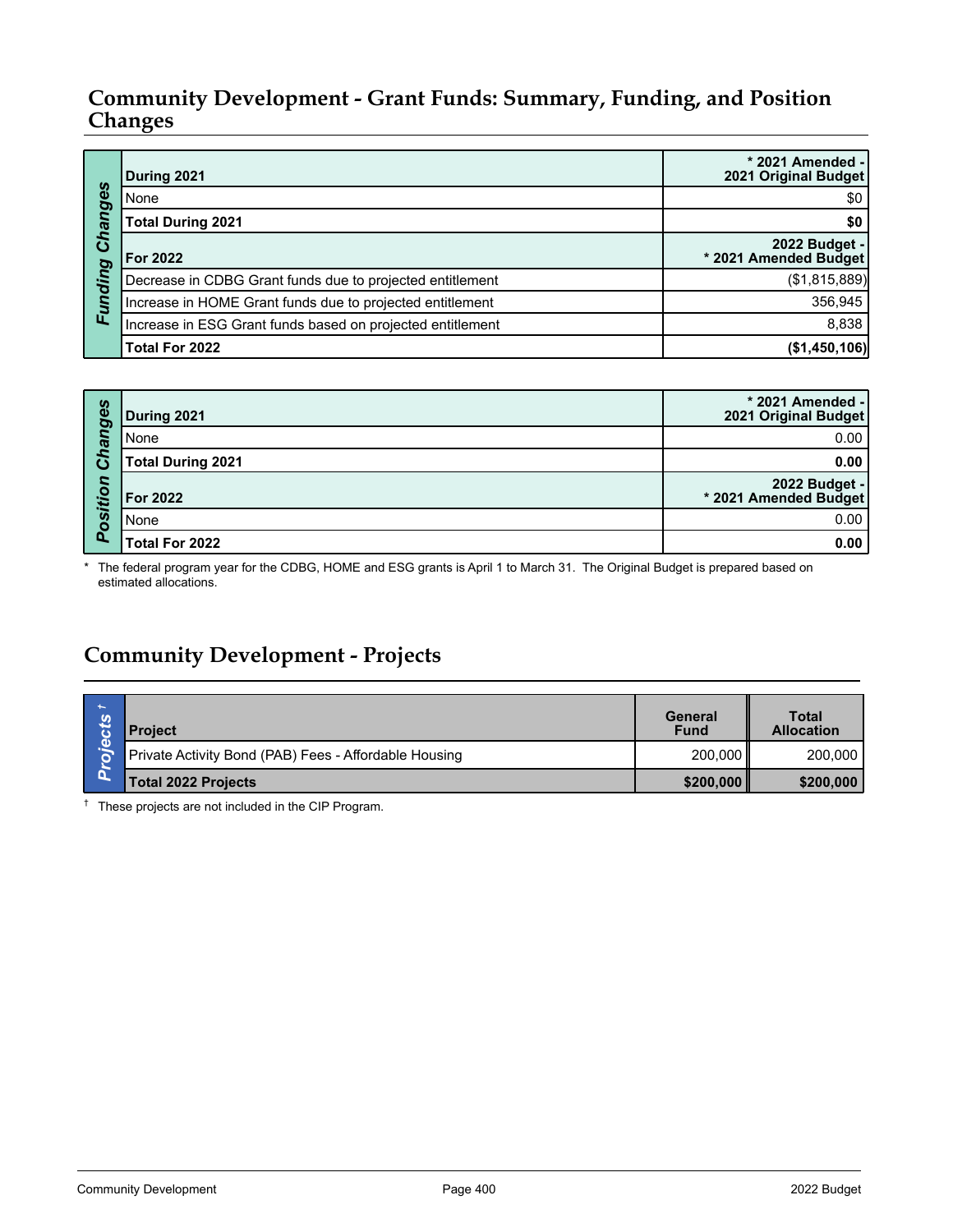## Community Development - Grant Funds: Summary, Funding, and Position Changes

**Funding Changes**

| During 2021 | * 2021 Amended - 2021 Original Budget |
|---|---|
| None | $0 |
| **Total During 2021** | **$0** |
| **For 2022** | **2022 Budget - * 2021 Amended Budget** |
| Decrease in CDBG Grant funds due to projected entitlement | ($1,815,889) |
| Increase in HOME Grant funds due to projected entitlement | 356,945 |
| Increase in ESG Grant funds based on projected entitlement | 8,838 |
| **Total For 2022** | **($1,450,106)** |

**Position Changes**

| During 2021 | * 2021 Amended - 2021 Original Budget |
|---|---|
| None | 0.00 |
| **Total During 2021** | **0.00** |
| **For 2022** | **2022 Budget - * 2021 Amended Budget** |
| None | 0.00 |
| **Total For 2022** | **0.00** |

\* The federal program year for the CDBG, HOME and ESG grants is April 1 to March 31. The Original Budget is prepared based on estimated allocations.

## Community Development - Projects

**Projects †**

| Project | General Fund | Total Allocation |
|---|---|---|
| Private Activity Bond (PAB) Fees - Affordable Housing | 200,000 | 200,000 |
| **Total 2022 Projects** | **$200,000** | **$200,000** |

† These projects are not included in the CIP Program.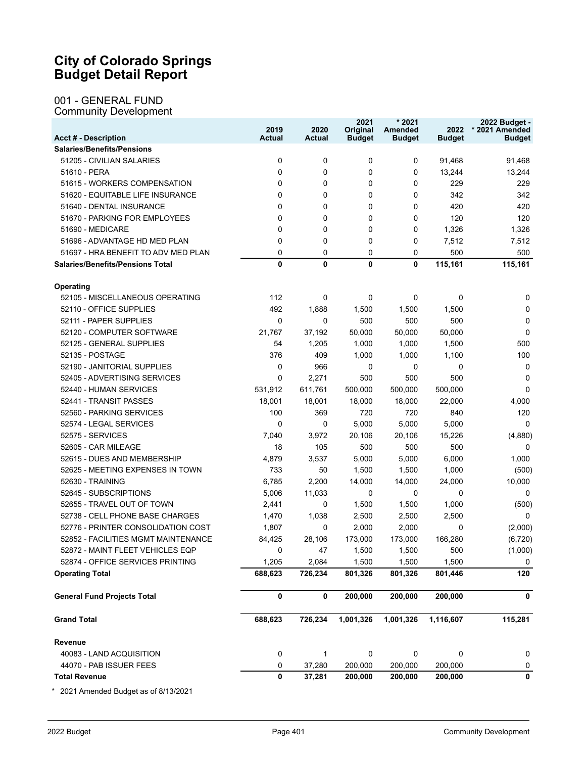# City of Colorado Springs Budget Detail Report

## 001 - GENERAL FUND

### Community Development

| Acct # - Description | 2019 Actual | 2020 Actual | 2021 Original Budget | * 2021 Amended Budget | 2022 Budget | 2022 Budget - * 2021 Amended Budget |
|---|---|---|---|---|---|---|
| **Salaries/Benefits/Pensions** | | | | | | |
| 51205 - CIVILIAN SALARIES | 0 | 0 | 0 | 0 | 91,468 | 91,468 |
| 51610 - PERA | 0 | 0 | 0 | 0 | 13,244 | 13,244 |
| 51615 - WORKERS COMPENSATION | 0 | 0 | 0 | 0 | 229 | 229 |
| 51620 - EQUITABLE LIFE INSURANCE | 0 | 0 | 0 | 0 | 342 | 342 |
| 51640 - DENTAL INSURANCE | 0 | 0 | 0 | 0 | 420 | 420 |
| 51670 - PARKING FOR EMPLOYEES | 0 | 0 | 0 | 0 | 120 | 120 |
| 51690 - MEDICARE | 0 | 0 | 0 | 0 | 1,326 | 1,326 |
| 51696 - ADVANTAGE HD MED PLAN | 0 | 0 | 0 | 0 | 7,512 | 7,512 |
| 51697 - HRA BENEFIT TO ADV MED PLAN | 0 | 0 | 0 | 0 | 500 | 500 |
| **Salaries/Benefits/Pensions Total** | **0** | **0** | **0** | **0** | **115,161** | **115,161** |
| **Operating** | | | | | | |
| 52105 - MISCELLANEOUS OPERATING | 112 | 0 | 0 | 0 | 0 | 0 |
| 52110 - OFFICE SUPPLIES | 492 | 1,888 | 1,500 | 1,500 | 1,500 | 0 |
| 52111 - PAPER SUPPLIES | 0 | 0 | 500 | 500 | 500 | 0 |
| 52120 - COMPUTER SOFTWARE | 21,767 | 37,192 | 50,000 | 50,000 | 50,000 | 0 |
| 52125 - GENERAL SUPPLIES | 54 | 1,205 | 1,000 | 1,000 | 1,500 | 500 |
| 52135 - POSTAGE | 376 | 409 | 1,000 | 1,000 | 1,100 | 100 |
| 52190 - JANITORIAL SUPPLIES | 0 | 966 | 0 | 0 | 0 | 0 |
| 52405 - ADVERTISING SERVICES | 0 | 2,271 | 500 | 500 | 500 | 0 |
| 52440 - HUMAN SERVICES | 531,912 | 611,761 | 500,000 | 500,000 | 500,000 | 0 |
| 52441 - TRANSIT PASSES | 18,001 | 18,001 | 18,000 | 18,000 | 22,000 | 4,000 |
| 52560 - PARKING SERVICES | 100 | 369 | 720 | 720 | 840 | 120 |
| 52574 - LEGAL SERVICES | 0 | 0 | 5,000 | 5,000 | 5,000 | 0 |
| 52575 - SERVICES | 7,040 | 3,972 | 20,106 | 20,106 | 15,226 | (4,880) |
| 52605 - CAR MILEAGE | 18 | 105 | 500 | 500 | 500 | 0 |
| 52615 - DUES AND MEMBERSHIP | 4,879 | 3,537 | 5,000 | 5,000 | 6,000 | 1,000 |
| 52625 - MEETING EXPENSES IN TOWN | 733 | 50 | 1,500 | 1,500 | 1,000 | (500) |
| 52630 - TRAINING | 6,785 | 2,200 | 14,000 | 14,000 | 24,000 | 10,000 |
| 52645 - SUBSCRIPTIONS | 5,006 | 11,033 | 0 | 0 | 0 | 0 |
| 52655 - TRAVEL OUT OF TOWN | 2,441 | 0 | 1,500 | 1,500 | 1,000 | (500) |
| 52738 - CELL PHONE BASE CHARGES | 1,470 | 1,038 | 2,500 | 2,500 | 2,500 | 0 |
| 52776 - PRINTER CONSOLIDATION COST | 1,807 | 0 | 2,000 | 2,000 | 0 | (2,000) |
| 52852 - FACILITIES MGMT MAINTENANCE | 84,425 | 28,106 | 173,000 | 173,000 | 166,280 | (6,720) |
| 52872 - MAINT FLEET VEHICLES EQP | 0 | 47 | 1,500 | 1,500 | 500 | (1,000) |
| 52874 - OFFICE SERVICES PRINTING | 1,205 | 2,084 | 1,500 | 1,500 | 1,500 | 0 |
| **Operating Total** | **688,623** | **726,234** | **801,326** | **801,326** | **801,446** | **120** |
| **General Fund Projects Total** | **0** | **0** | **200,000** | **200,000** | **200,000** | **0** |
| **Grand Total** | **688,623** | **726,234** | **1,001,326** | **1,001,326** | **1,116,607** | **115,281** |
| **Revenue** | | | | | | |
| 40083 - LAND ACQUISITION | 0 | 1 | 0 | 0 | 0 | 0 |
| 44070 - PAB ISSUER FEES | 0 | 37,280 | 200,000 | 200,000 | 200,000 | 0 |
| **Total Revenue** | **0** | **37,281** | **200,000** | **200,000** | **200,000** | **0** |

* 2021 Amended Budget as of 8/13/2021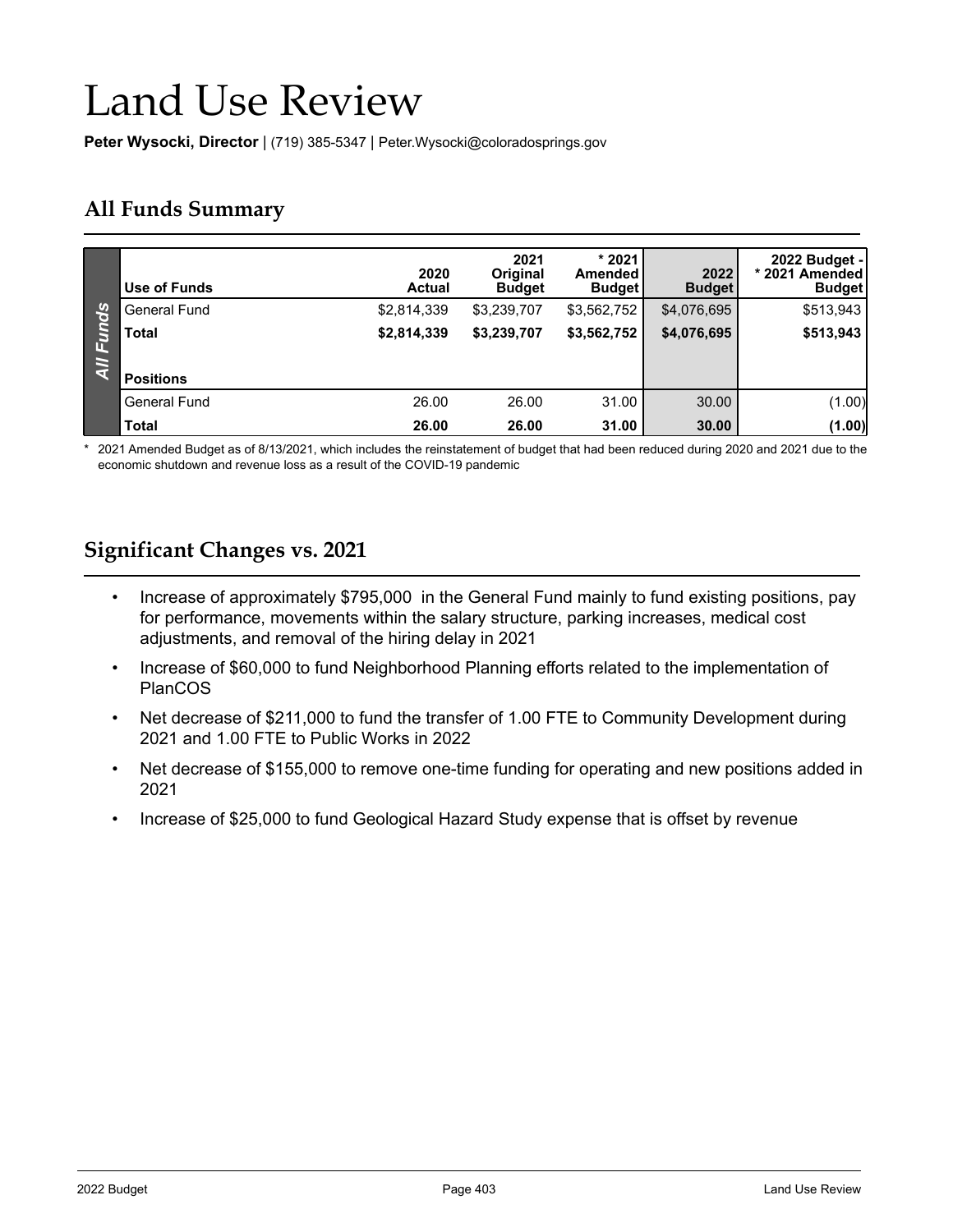# Land Use Review

**Peter Wysocki, Director** | (719) 385-5347 | Peter.Wysocki@coloradosprings.gov

## All Funds Summary

| Use of Funds | 2020 Actual | 2021 Original Budget | * 2021 Amended Budget | 2022 Budget | 2022 Budget - * 2021 Amended Budget |
|---|---|---|---|---|---|
| General Fund | $2,814,339 | $3,239,707 | $3,562,752 | $4,076,695 | $513,943 |
| **Total** | **$2,814,339** | **$3,239,707** | **$3,562,752** | **$4,076,695** | **$513,943** |
| **Positions** | | | | | |
| General Fund | 26.00 | 26.00 | 31.00 | 30.00 | (1.00) |
| **Total** | **26.00** | **26.00** | **31.00** | **30.00** | **(1.00)** |

\* 2021 Amended Budget as of 8/13/2021, which includes the reinstatement of budget that had been reduced during 2020 and 2021 due to the economic shutdown and revenue loss as a result of the COVID-19 pandemic

## Significant Changes vs. 2021

- Increase of approximately $795,000 in the General Fund mainly to fund existing positions, pay for performance, movements within the salary structure, parking increases, medical cost adjustments, and removal of the hiring delay in 2021
- Increase of $60,000 to fund Neighborhood Planning efforts related to the implementation of PlanCOS
- Net decrease of $211,000 to fund the transfer of 1.00 FTE to Community Development during 2021 and 1.00 FTE to Public Works in 2022
- Net decrease of $155,000 to remove one-time funding for operating and new positions added in 2021
- Increase of $25,000 to fund Geological Hazard Study expense that is offset by revenue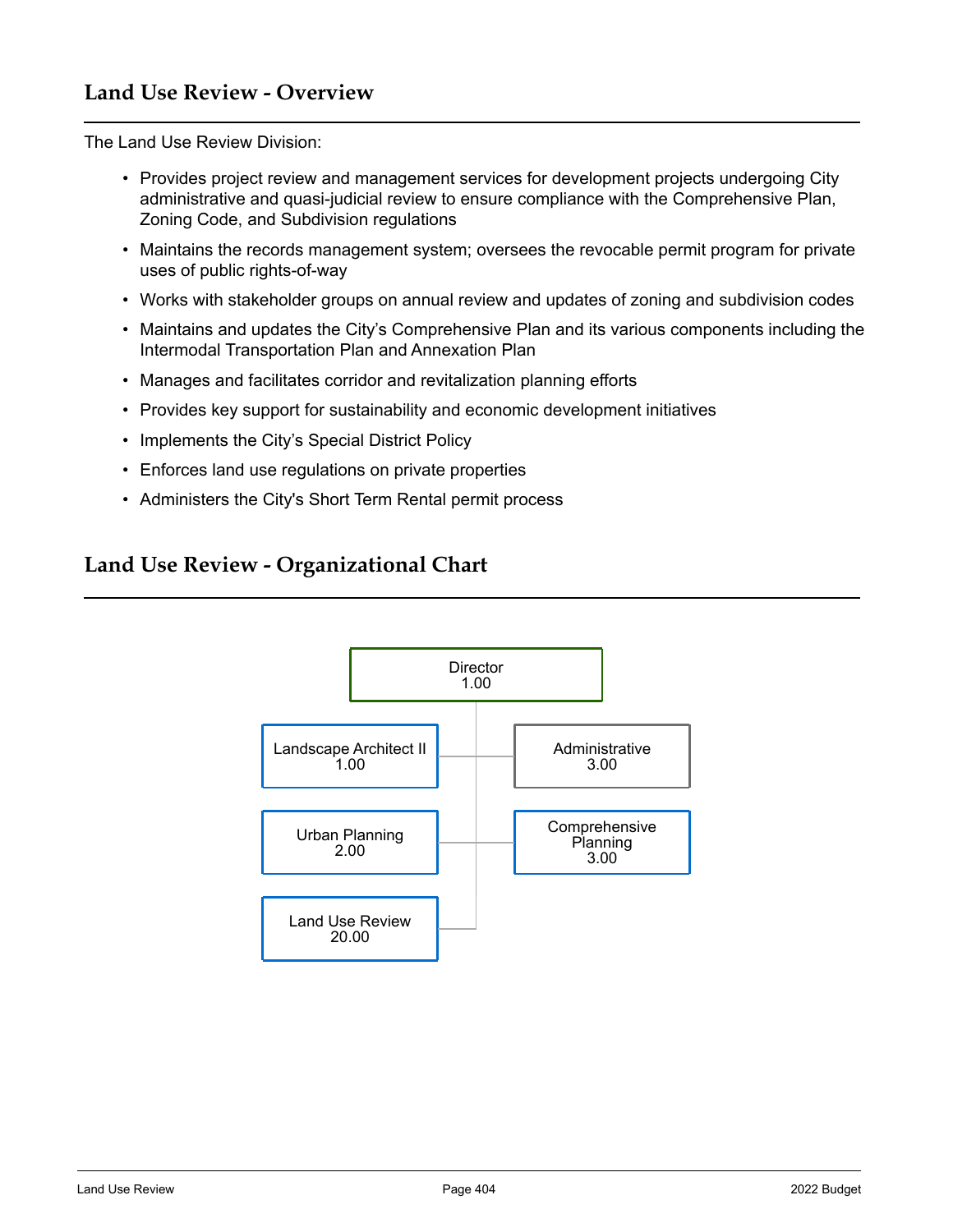## Land Use Review - Overview

The Land Use Review Division:

- Provides project review and management services for development projects undergoing City administrative and quasi-judicial review to ensure compliance with the Comprehensive Plan, Zoning Code, and Subdivision regulations
- Maintains the records management system; oversees the revocable permit program for private uses of public rights-of-way
- Works with stakeholder groups on annual review and updates of zoning and subdivision codes
- Maintains and updates the City's Comprehensive Plan and its various components including the Intermodal Transportation Plan and Annexation Plan
- Manages and facilitates corridor and revitalization planning efforts
- Provides key support for sustainability and economic development initiatives
- Implements the City's Special District Policy
- Enforces land use regulations on private properties
- Administers the City's Short Term Rental permit process

## Land Use Review - Organizational Chart

- Director 1.00
  - Landscape Architect II 1.00
  - Administrative 3.00
  - Urban Planning 2.00
  - Comprehensive Planning 3.00
  - Land Use Review 20.00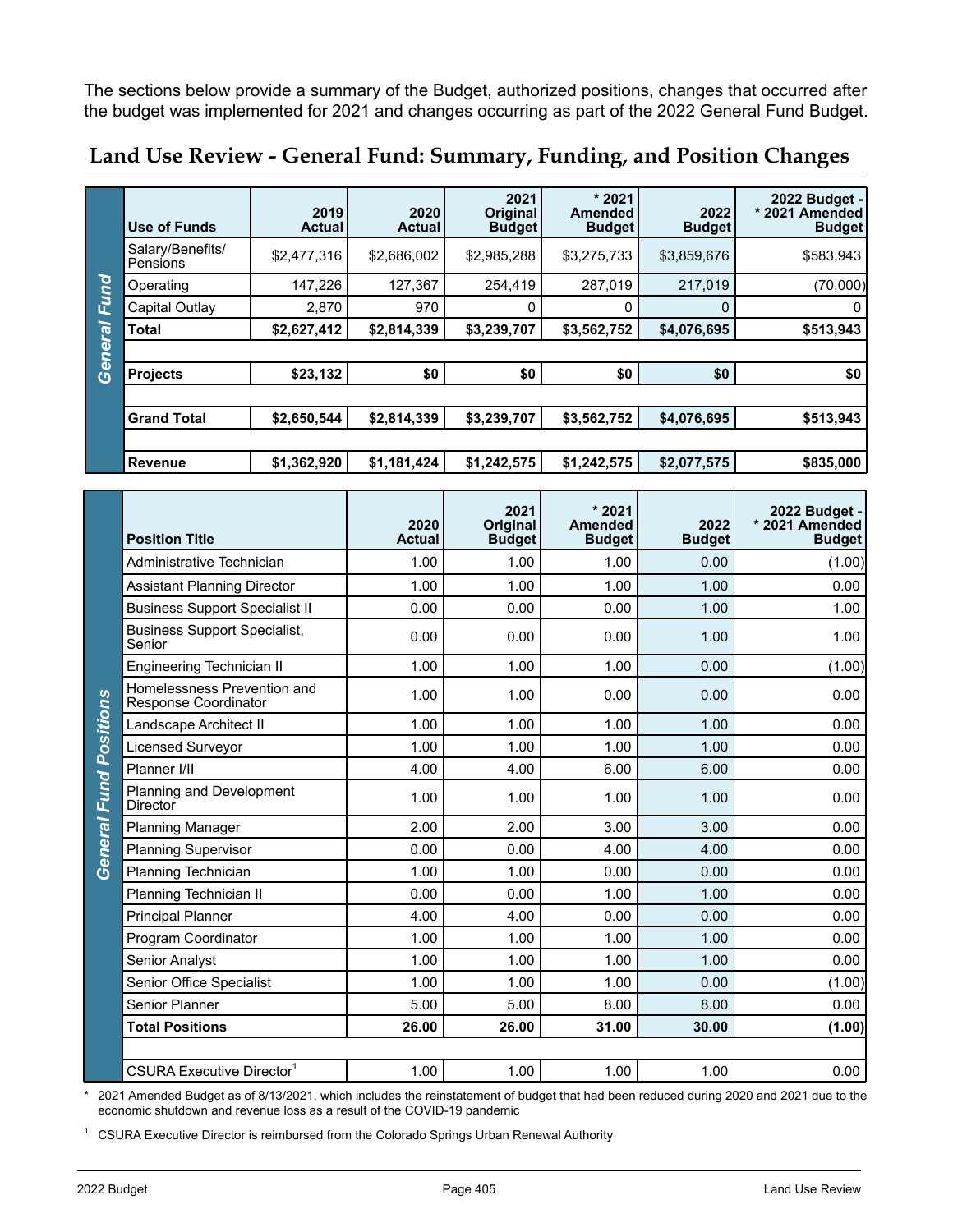The sections below provide a summary of the Budget, authorized positions, changes that occurred after the budget was implemented for 2021 and changes occurring as part of the 2022 General Fund Budget.

## Land Use Review - General Fund: Summary, Funding, and Position Changes

| | Use of Funds | 2019 Actual | 2020 Actual | 2021 Original Budget | * 2021 Amended Budget | 2022 Budget | 2022 Budget - * 2021 Amended Budget |
|---|---|---|---|---|---|---|---|
| General Fund | Salary/Benefits/ Pensions | $2,477,316 | $2,686,002 | $2,985,288 | $3,275,733 | $3,859,676 | $583,943 |
| | Operating | 147,226 | 127,367 | 254,419 | 287,019 | 217,019 | (70,000) |
| | Capital Outlay | 2,870 | 970 | 0 | 0 | 0 | 0 |
| | **Total** | **$2,627,412** | **$2,814,339** | **$3,239,707** | **$3,562,752** | **$4,076,695** | **$513,943** |
| | **Projects** | **$23,132** | **$0** | **$0** | **$0** | **$0** | **$0** |
| | **Grand Total** | **$2,650,544** | **$2,814,339** | **$3,239,707** | **$3,562,752** | **$4,076,695** | **$513,943** |
| | **Revenue** | **$1,362,920** | **$1,181,424** | **$1,242,575** | **$1,242,575** | **$2,077,575** | **$835,000** |

| | Position Title | 2020 Actual | 2021 Original Budget | * 2021 Amended Budget | 2022 Budget | 2022 Budget - * 2021 Amended Budget |
|---|---|---|---|---|---|---|
| General Fund Positions | Administrative Technician | 1.00 | 1.00 | 1.00 | 0.00 | (1.00) |
| | Assistant Planning Director | 1.00 | 1.00 | 1.00 | 1.00 | 0.00 |
| | Business Support Specialist II | 0.00 | 0.00 | 0.00 | 1.00 | 1.00 |
| | Business Support Specialist, Senior | 0.00 | 0.00 | 0.00 | 1.00 | 1.00 |
| | Engineering Technician II | 1.00 | 1.00 | 1.00 | 0.00 | (1.00) |
| | Homelessness Prevention and Response Coordinator | 1.00 | 1.00 | 0.00 | 0.00 | 0.00 |
| | Landscape Architect II | 1.00 | 1.00 | 1.00 | 1.00 | 0.00 |
| | Licensed Surveyor | 1.00 | 1.00 | 1.00 | 1.00 | 0.00 |
| | Planner I/II | 4.00 | 4.00 | 6.00 | 6.00 | 0.00 |
| | Planning and Development Director | 1.00 | 1.00 | 1.00 | 1.00 | 0.00 |
| | Planning Manager | 2.00 | 2.00 | 3.00 | 3.00 | 0.00 |
| | Planning Supervisor | 0.00 | 0.00 | 4.00 | 4.00 | 0.00 |
| | Planning Technician | 1.00 | 1.00 | 0.00 | 0.00 | 0.00 |
| | Planning Technician II | 0.00 | 0.00 | 1.00 | 1.00 | 0.00 |
| | Principal Planner | 4.00 | 4.00 | 0.00 | 0.00 | 0.00 |
| | Program Coordinator | 1.00 | 1.00 | 1.00 | 1.00 | 0.00 |
| | Senior Analyst | 1.00 | 1.00 | 1.00 | 1.00 | 0.00 |
| | Senior Office Specialist | 1.00 | 1.00 | 1.00 | 0.00 | (1.00) |
| | Senior Planner | 5.00 | 5.00 | 8.00 | 8.00 | 0.00 |
| | **Total Positions** | **26.00** | **26.00** | **31.00** | **30.00** | **(1.00)** |
| | CSURA Executive Director[1] | 1.00 | 1.00 | 1.00 | 1.00 | 0.00 |

\* 2021 Amended Budget as of 8/13/2021, which includes the reinstatement of budget that had been reduced during 2020 and 2021 due to the economic shutdown and revenue loss as a result of the COVID-19 pandemic

[1] CSURA Executive Director is reimbursed from the Colorado Springs Urban Renewal Authority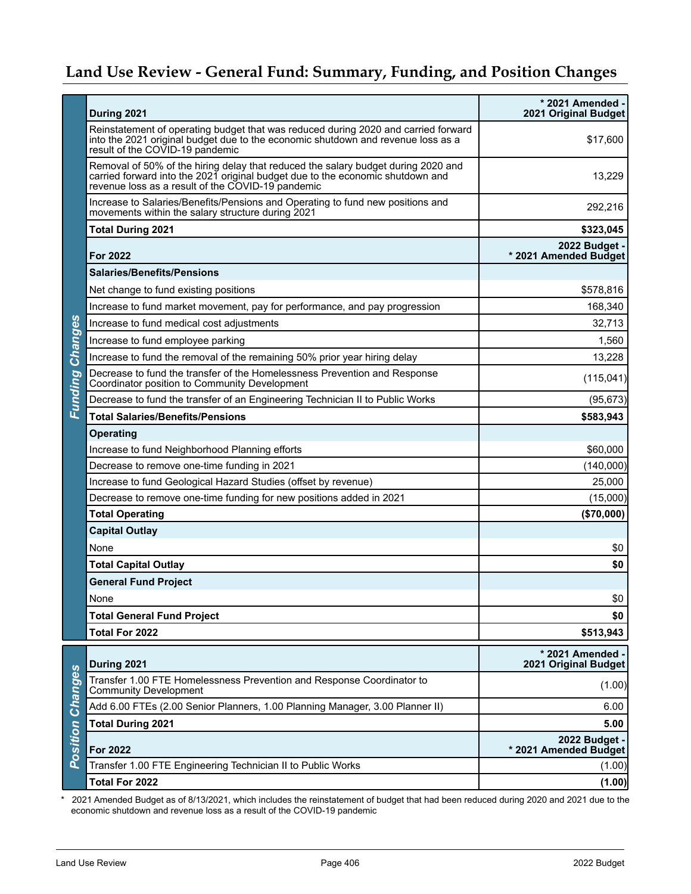# Land Use Review - General Fund: Summary, Funding, and Position Changes

**Funding Changes**

| During 2021 | * 2021 Amended - 2021 Original Budget |
|---|---|
| Reinstatement of operating budget that was reduced during 2020 and carried forward into the 2021 original budget due to the economic shutdown and revenue loss as a result of the COVID-19 pandemic | $17,600 |
| Removal of 50% of the hiring delay that reduced the salary budget during 2020 and carried forward into the 2021 original budget due to the economic shutdown and revenue loss as a result of the COVID-19 pandemic | 13,229 |
| Increase to Salaries/Benefits/Operating to fund new positions and movements within the salary structure during 2021 | 292,216 |
| **Total During 2021** | **$323,045** |
| **For 2022** | **2022 Budget - * 2021 Amended Budget** |
| **Salaries/Benefits/Pensions** | |
| Net change to fund existing positions | $578,816 |
| Increase to fund market movement, pay for performance, and pay progression | 168,340 |
| Increase to fund medical cost adjustments | 32,713 |
| Increase to fund employee parking | 1,560 |
| Increase to fund the removal of the remaining 50% prior year hiring delay | 13,228 |
| Decrease to fund the transfer of the Homelessness Prevention and Response Coordinator position to Community Development | (115,041) |
| Decrease to fund the transfer of an Engineering Technician II to Public Works | (95,673) |
| **Total Salaries/Benefits/Pensions** | **$583,943** |
| **Operating** | |
| Increase to fund Neighborhood Planning efforts | $60,000 |
| Decrease to remove one-time funding in 2021 | (140,000) |
| Increase to fund Geological Hazard Studies (offset by revenue) | 25,000 |
| Decrease to remove one-time funding for new positions added in 2021 | (15,000) |
| **Total Operating** | **($70,000)** |
| **Capital Outlay** | |
| None | $0 |
| **Total Capital Outlay** | **$0** |
| **General Fund Project** | |
| None | $0 |
| **Total General Fund Project** | **$0** |
| **Total For 2022** | **$513,943** |

**Position Changes**

| During 2021 | * 2021 Amended - 2021 Original Budget |
|---|---|
| Transfer 1.00 FTE Homelessness Prevention and Response Coordinator to Community Development | (1.00) |
| Add 6.00 FTEs (2.00 Senior Planners, 1.00 Planning Manager, 3.00 Planner II) | 6.00 |
| **Total During 2021** | **5.00** |
| **For 2022** | **2022 Budget - * 2021 Amended Budget** |
| Transfer 1.00 FTE Engineering Technician II to Public Works | (1.00) |
| **Total For 2022** | **(1.00)** |

\* 2021 Amended Budget as of 8/13/2021, which includes the reinstatement of budget that had been reduced during 2020 and 2021 due to the economic shutdown and revenue loss as a result of the COVID-19 pandemic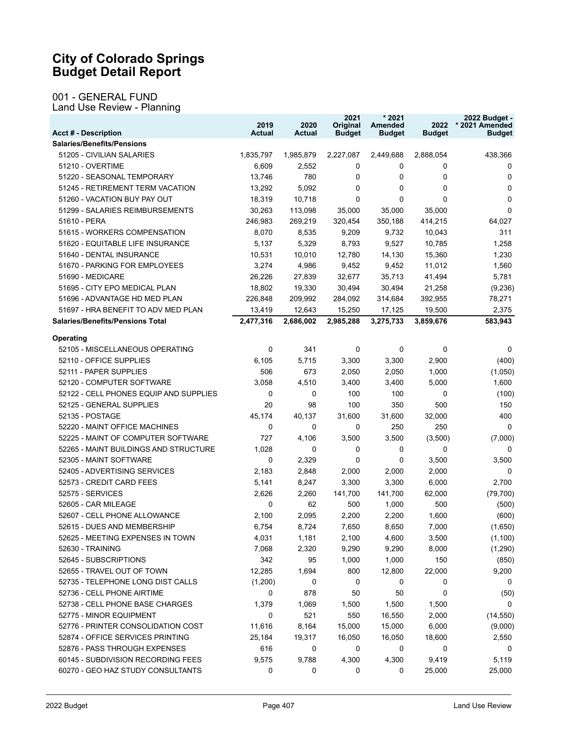# City of Colorado Springs
# Budget Detail Report

## 001 - GENERAL FUND
### Land Use Review - Planning

| Acct # - Description | 2019 Actual | 2020 Actual | 2021 Original Budget | * 2021 Amended Budget | 2022 Budget | 2022 Budget - * 2021 Amended Budget |
|---|---|---|---|---|---|---|
| **Salaries/Benefits/Pensions** | | | | | | |
| 51205 - CIVILIAN SALARIES | 1,835,797 | 1,985,879 | 2,227,087 | 2,449,688 | 2,888,054 | 438,366 |
| 51210 - OVERTIME | 6,609 | 2,552 | 0 | 0 | 0 | 0 |
| 51220 - SEASONAL TEMPORARY | 13,746 | 780 | 0 | 0 | 0 | 0 |
| 51245 - RETIREMENT TERM VACATION | 13,292 | 5,092 | 0 | 0 | 0 | 0 |
| 51260 - VACATION BUY PAY OUT | 18,319 | 10,718 | 0 | 0 | 0 | 0 |
| 51299 - SALARIES REIMBURSEMENTS | 30,263 | 113,098 | 35,000 | 35,000 | 35,000 | 0 |
| 51610 - PERA | 246,983 | 269,219 | 320,454 | 350,188 | 414,215 | 64,027 |
| 51615 - WORKERS COMPENSATION | 8,070 | 8,535 | 9,209 | 9,732 | 10,043 | 311 |
| 51620 - EQUITABLE LIFE INSURANCE | 5,137 | 5,329 | 8,793 | 9,527 | 10,785 | 1,258 |
| 51640 - DENTAL INSURANCE | 10,531 | 10,010 | 12,780 | 14,130 | 15,360 | 1,230 |
| 51670 - PARKING FOR EMPLOYEES | 3,274 | 4,986 | 9,452 | 9,452 | 11,012 | 1,560 |
| 51690 - MEDICARE | 26,226 | 27,839 | 32,677 | 35,713 | 41,494 | 5,781 |
| 51695 - CITY EPO MEDICAL PLAN | 18,802 | 19,330 | 30,494 | 30,494 | 21,258 | (9,236) |
| 51696 - ADVANTAGE HD MED PLAN | 226,848 | 209,992 | 284,092 | 314,684 | 392,955 | 78,271 |
| 51697 - HRA BENEFIT TO ADV MED PLAN | 13,419 | 12,643 | 15,250 | 17,125 | 19,500 | 2,375 |
| **Salaries/Benefits/Pensions Total** | **2,477,316** | **2,686,002** | **2,985,288** | **3,275,733** | **3,859,676** | **583,943** |
| **Operating** | | | | | | |
| 52105 - MISCELLANEOUS OPERATING | 0 | 341 | 0 | 0 | 0 | 0 |
| 52110 - OFFICE SUPPLIES | 6,105 | 5,715 | 3,300 | 3,300 | 2,900 | (400) |
| 52111 - PAPER SUPPLIES | 506 | 673 | 2,050 | 2,050 | 1,000 | (1,050) |
| 52120 - COMPUTER SOFTWARE | 3,058 | 4,510 | 3,400 | 3,400 | 5,000 | 1,600 |
| 52122 - CELL PHONES EQUIP AND SUPPLIES | 0 | 0 | 100 | 100 | 0 | (100) |
| 52125 - GENERAL SUPPLIES | 20 | 98 | 100 | 350 | 500 | 150 |
| 52135 - POSTAGE | 45,174 | 40,137 | 31,600 | 31,600 | 32,000 | 400 |
| 52220 - MAINT OFFICE MACHINES | 0 | 0 | 0 | 250 | 250 | 0 |
| 52225 - MAINT OF COMPUTER SOFTWARE | 727 | 4,106 | 3,500 | 3,500 | (3,500) | (7,000) |
| 52265 - MAINT BUILDINGS AND STRUCTURE | 1,028 | 0 | 0 | 0 | 0 | 0 |
| 52305 - MAINT SOFTWARE | 0 | 2,329 | 0 | 0 | 3,500 | 3,500 |
| 52405 - ADVERTISING SERVICES | 2,183 | 2,848 | 2,000 | 2,000 | 2,000 | 0 |
| 52573 - CREDIT CARD FEES | 5,141 | 8,247 | 3,300 | 3,300 | 6,000 | 2,700 |
| 52575 - SERVICES | 2,626 | 2,260 | 141,700 | 141,700 | 62,000 | (79,700) |
| 52605 - CAR MILEAGE | 0 | 62 | 500 | 1,000 | 500 | (500) |
| 52607 - CELL PHONE ALLOWANCE | 2,100 | 2,095 | 2,200 | 2,200 | 1,600 | (600) |
| 52615 - DUES AND MEMBERSHIP | 6,754 | 8,724 | 7,650 | 8,650 | 7,000 | (1,650) |
| 52625 - MEETING EXPENSES IN TOWN | 4,031 | 1,181 | 2,100 | 4,600 | 3,500 | (1,100) |
| 52630 - TRAINING | 7,068 | 2,320 | 9,290 | 9,290 | 8,000 | (1,290) |
| 52645 - SUBSCRIPTIONS | 342 | 95 | 1,000 | 1,000 | 150 | (850) |
| 52655 - TRAVEL OUT OF TOWN | 12,285 | 1,694 | 800 | 12,800 | 22,000 | 9,200 |
| 52735 - TELEPHONE LONG DIST CALLS | (1,200) | 0 | 0 | 0 | 0 | 0 |
| 52736 - CELL PHONE AIRTIME | 0 | 878 | 50 | 50 | 0 | (50) |
| 52738 - CELL PHONE BASE CHARGES | 1,379 | 1,069 | 1,500 | 1,500 | 1,500 | 0 |
| 52775 - MINOR EQUIPMENT | 0 | 521 | 550 | 16,550 | 2,000 | (14,550) |
| 52776 - PRINTER CONSOLIDATION COST | 11,616 | 8,164 | 15,000 | 15,000 | 6,000 | (9,000) |
| 52874 - OFFICE SERVICES PRINTING | 25,184 | 19,317 | 16,050 | 16,050 | 18,600 | 2,550 |
| 52876 - PASS THROUGH EXPENSES | 616 | 0 | 0 | 0 | 0 | 0 |
| 60145 - SUBDIVISION RECORDING FEES | 9,575 | 9,788 | 4,300 | 4,300 | 9,419 | 5,119 |
| 60270 - GEO HAZ STUDY CONSULTANTS | 0 | 0 | 0 | 0 | 25,000 | 25,000 |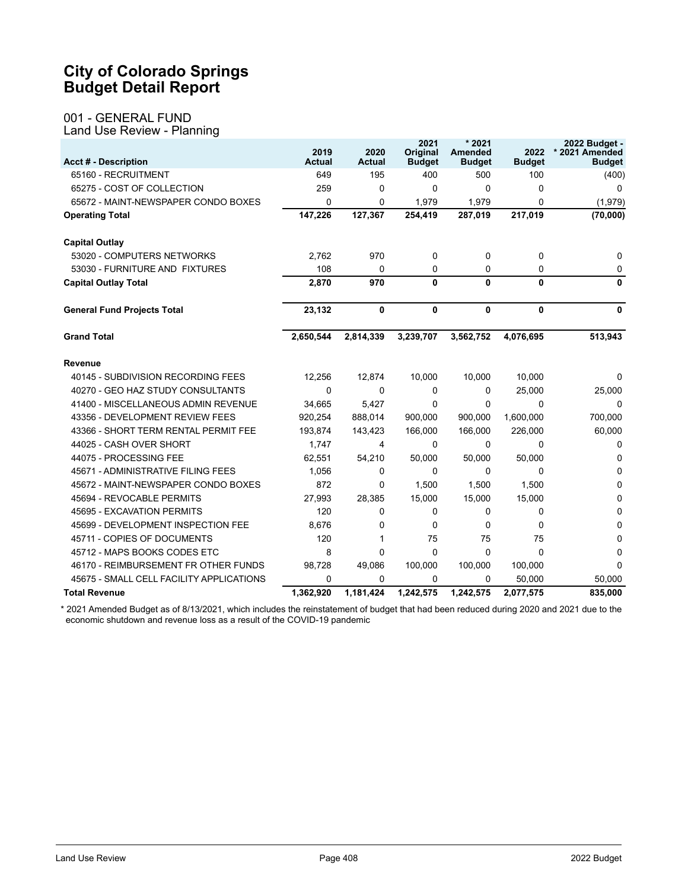# City of Colorado Springs
# Budget Detail Report

## 001 - GENERAL FUND
### Land Use Review - Planning

| Acct # - Description | 2019 Actual | 2020 Actual | 2021 Original Budget | * 2021 Amended Budget | 2022 Budget | 2022 Budget - * 2021 Amended Budget |
|---|---|---|---|---|---|---|
| 65160 - RECRUITMENT | 649 | 195 | 400 | 500 | 100 | (400) |
| 65275 - COST OF COLLECTION | 259 | 0 | 0 | 0 | 0 | 0 |
| 65672 - MAINT-NEWSPAPER CONDO BOXES | 0 | 0 | 1,979 | 1,979 | 0 | (1,979) |
| **Operating Total** | **147,226** | **127,367** | **254,419** | **287,019** | **217,019** | **(70,000)** |
| | | | | | | |
| **Capital Outlay** | | | | | | |
| 53020 - COMPUTERS NETWORKS | 2,762 | 970 | 0 | 0 | 0 | 0 |
| 53030 - FURNITURE AND FIXTURES | 108 | 0 | 0 | 0 | 0 | 0 |
| **Capital Outlay Total** | **2,870** | **970** | **0** | **0** | **0** | **0** |
| | | | | | | |
| **General Fund Projects Total** | **23,132** | **0** | **0** | **0** | **0** | **0** |
| | | | | | | |
| **Grand Total** | **2,650,544** | **2,814,339** | **3,239,707** | **3,562,752** | **4,076,695** | **513,943** |
| | | | | | | |
| **Revenue** | | | | | | |
| 40145 - SUBDIVISION RECORDING FEES | 12,256 | 12,874 | 10,000 | 10,000 | 10,000 | 0 |
| 40270 - GEO HAZ STUDY CONSULTANTS | 0 | 0 | 0 | 0 | 25,000 | 25,000 |
| 41400 - MISCELLANEOUS ADMIN REVENUE | 34,665 | 5,427 | 0 | 0 | 0 | 0 |
| 43356 - DEVELOPMENT REVIEW FEES | 920,254 | 888,014 | 900,000 | 900,000 | 1,600,000 | 700,000 |
| 43366 - SHORT TERM RENTAL PERMIT FEE | 193,874 | 143,423 | 166,000 | 166,000 | 226,000 | 60,000 |
| 44025 - CASH OVER SHORT | 1,747 | 4 | 0 | 0 | 0 | 0 |
| 44075 - PROCESSING FEE | 62,551 | 54,210 | 50,000 | 50,000 | 50,000 | 0 |
| 45671 - ADMINISTRATIVE FILING FEES | 1,056 | 0 | 0 | 0 | 0 | 0 |
| 45672 - MAINT-NEWSPAPER CONDO BOXES | 872 | 0 | 1,500 | 1,500 | 1,500 | 0 |
| 45694 - REVOCABLE PERMITS | 27,993 | 28,385 | 15,000 | 15,000 | 15,000 | 0 |
| 45695 - EXCAVATION PERMITS | 120 | 0 | 0 | 0 | 0 | 0 |
| 45699 - DEVELOPMENT INSPECTION FEE | 8,676 | 0 | 0 | 0 | 0 | 0 |
| 45711 - COPIES OF DOCUMENTS | 120 | 1 | 75 | 75 | 75 | 0 |
| 45712 - MAPS BOOKS CODES ETC | 8 | 0 | 0 | 0 | 0 | 0 |
| 46170 - REIMBURSEMENT FR OTHER FUNDS | 98,728 | 49,086 | 100,000 | 100,000 | 100,000 | 0 |
| 45675 - SMALL CELL FACILITY APPLICATIONS | 0 | 0 | 0 | 0 | 50,000 | 50,000 |
| **Total Revenue** | **1,362,920** | **1,181,424** | **1,242,575** | **1,242,575** | **2,077,575** | **835,000** |

* 2021 Amended Budget as of 8/13/2021, which includes the reinstatement of budget that had been reduced during 2020 and 2021 due to the economic shutdown and revenue loss as a result of the COVID-19 pandemic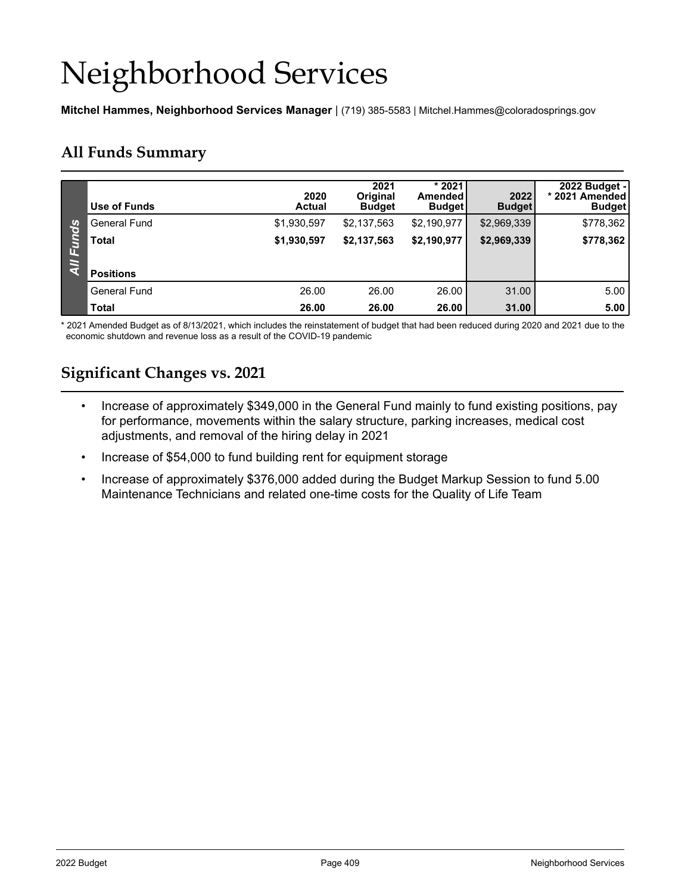# Neighborhood Services

**Mitchel Hammes, Neighborhood Services Manager** | (719) 385-5583 | Mitchel.Hammes@coloradosprings.gov

## All Funds Summary

| Use of Funds | 2020 Actual | 2021 Original Budget | * 2021 Amended Budget | 2022 Budget | 2022 Budget - * 2021 Amended Budget |
|---|---|---|---|---|---|
| General Fund | $1,930,597 | $2,137,563 | $2,190,977 | $2,969,339 | $778,362 |
| **Total** | **$1,930,597** | **$2,137,563** | **$2,190,977** | **$2,969,339** | **$778,362** |
| **Positions** | | | | | |
| General Fund | 26.00 | 26.00 | 26.00 | 31.00 | 5.00 |
| **Total** | **26.00** | **26.00** | **26.00** | **31.00** | **5.00** |

* 2021 Amended Budget as of 8/13/2021, which includes the reinstatement of budget that had been reduced during 2020 and 2021 due to the economic shutdown and revenue loss as a result of the COVID-19 pandemic

## Significant Changes vs. 2021

- Increase of approximately $349,000 in the General Fund mainly to fund existing positions, pay for performance, movements within the salary structure, parking increases, medical cost adjustments, and removal of the hiring delay in 2021
- Increase of $54,000 to fund building rent for equipment storage
- Increase of approximately $376,000 added during the Budget Markup Session to fund 5.00 Maintenance Technicians and related one-time costs for the Quality of Life Team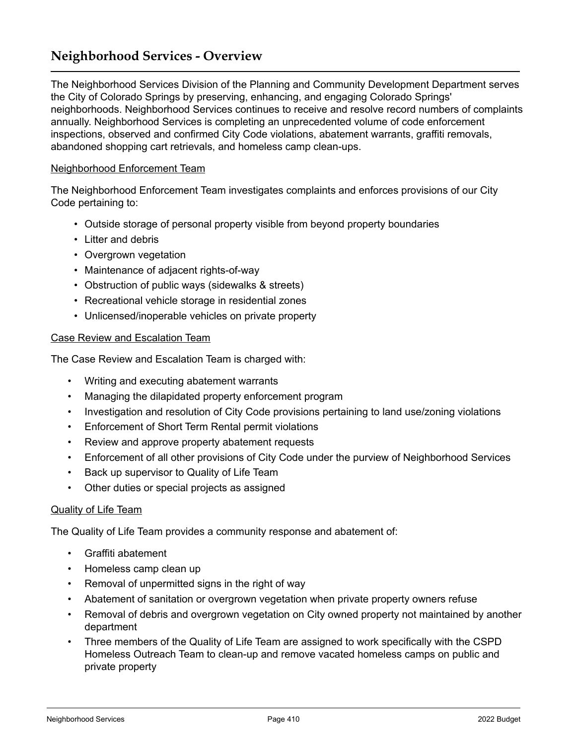## Neighborhood Services - Overview

The Neighborhood Services Division of the Planning and Community Development Department serves the City of Colorado Springs by preserving, enhancing, and engaging Colorado Springs' neighborhoods. Neighborhood Services continues to receive and resolve record numbers of complaints annually. Neighborhood Services is completing an unprecedented volume of code enforcement inspections, observed and confirmed City Code violations, abatement warrants, graffiti removals, abandoned shopping cart retrievals, and homeless camp clean-ups.

<u>Neighborhood Enforcement Team</u>

The Neighborhood Enforcement Team investigates complaints and enforces provisions of our City Code pertaining to:

- Outside storage of personal property visible from beyond property boundaries
- Litter and debris
- Overgrown vegetation
- Maintenance of adjacent rights-of-way
- Obstruction of public ways (sidewalks & streets)
- Recreational vehicle storage in residential zones
- Unlicensed/inoperable vehicles on private property

<u>Case Review and Escalation Team</u>

The Case Review and Escalation Team is charged with:

- Writing and executing abatement warrants
- Managing the dilapidated property enforcement program
- Investigation and resolution of City Code provisions pertaining to land use/zoning violations
- Enforcement of Short Term Rental permit violations
- Review and approve property abatement requests
- Enforcement of all other provisions of City Code under the purview of Neighborhood Services
- Back up supervisor to Quality of Life Team
- Other duties or special projects as assigned

<u>Quality of Life Team</u>

The Quality of Life Team provides a community response and abatement of:

- Graffiti abatement
- Homeless camp clean up
- Removal of unpermitted signs in the right of way
- Abatement of sanitation or overgrown vegetation when private property owners refuse
- Removal of debris and overgrown vegetation on City owned property not maintained by another department
- Three members of the Quality of Life Team are assigned to work specifically with the CSPD Homeless Outreach Team to clean-up and remove vacated homeless camps on public and private property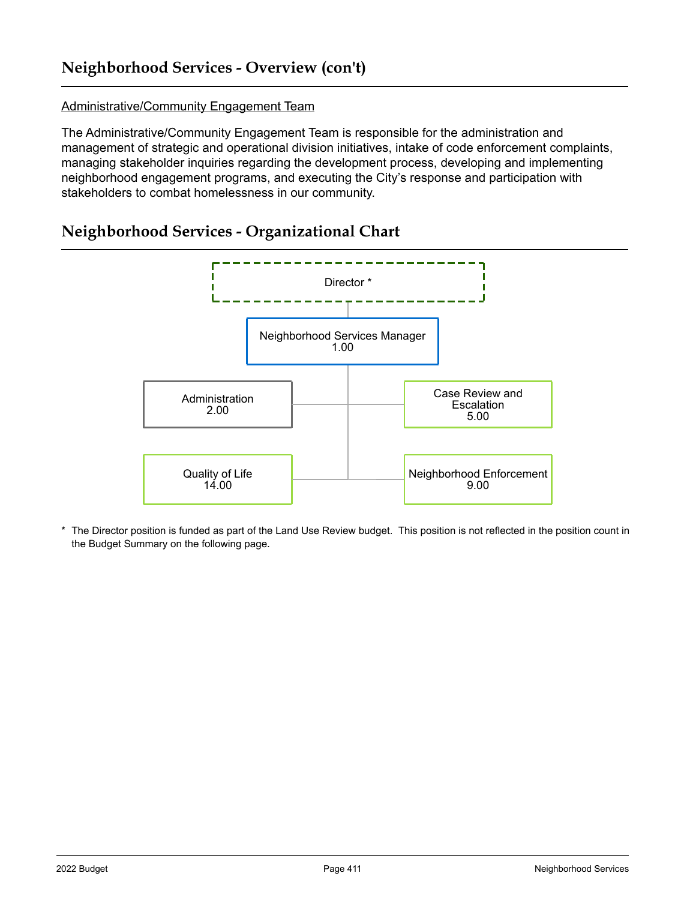## Neighborhood Services - Overview (con't)

Administrative/Community Engagement Team

The Administrative/Community Engagement Team is responsible for the administration and management of strategic and operational division initiatives, intake of code enforcement complaints, managing stakeholder inquiries regarding the development process, developing and implementing neighborhood engagement programs, and executing the City's response and participation with stakeholders to combat homelessness in our community.

## Neighborhood Services - Organizational Chart

Director *

Neighborhood Services Manager
1.00

Administration
2.00

Case Review and Escalation
5.00

Quality of Life
14.00

Neighborhood Enforcement
9.00

* The Director position is funded as part of the Land Use Review budget. This position is not reflected in the position count in the Budget Summary on the following page.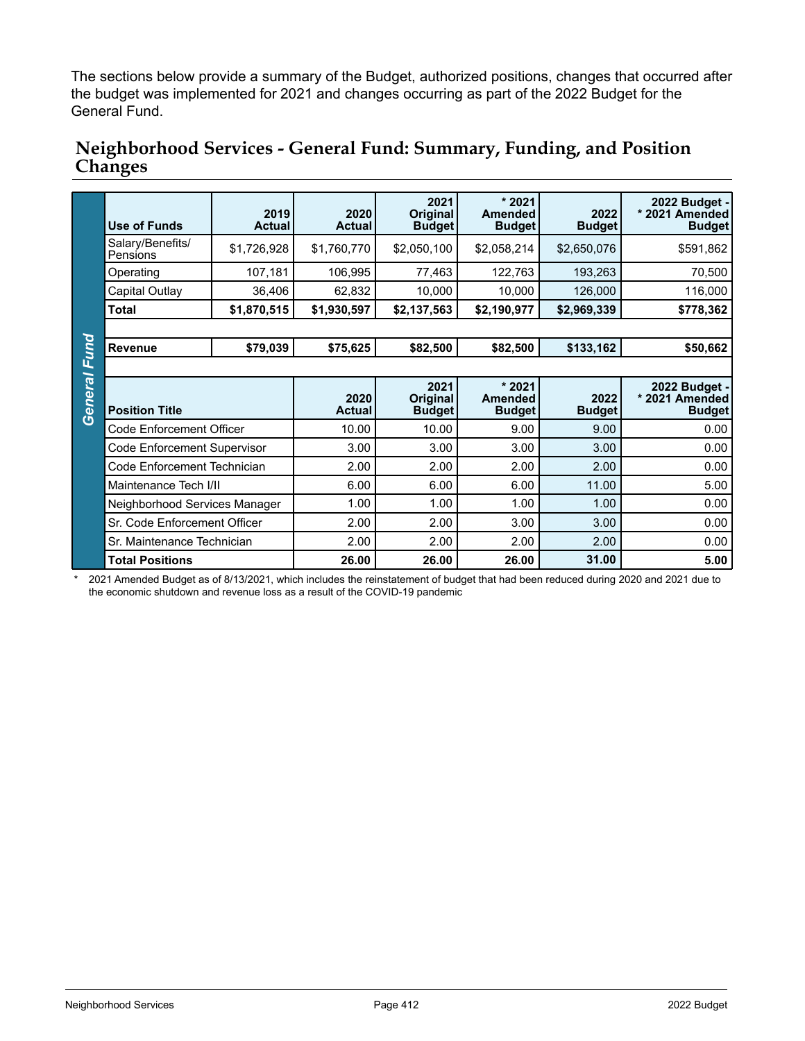The sections below provide a summary of the Budget, authorized positions, changes that occurred after the budget was implemented for 2021 and changes occurring as part of the 2022 Budget for the General Fund.

## Neighborhood Services - General Fund: Summary, Funding, and Position Changes

**General Fund**

| Use of Funds | 2019 Actual | 2020 Actual | 2021 Original Budget | * 2021 Amended Budget | 2022 Budget | 2022 Budget - * 2021 Amended Budget |
|---|---|---|---|---|---|---|
| Salary/Benefits/ Pensions | $1,726,928 | $1,760,770 | $2,050,100 | $2,058,214 | $2,650,076 | $591,862 |
| Operating | 107,181 | 106,995 | 77,463 | 122,763 | 193,263 | 70,500 |
| Capital Outlay | 36,406 | 62,832 | 10,000 | 10,000 | 126,000 | 116,000 |
| **Total** | **$1,870,515** | **$1,930,597** | **$2,137,563** | **$2,190,977** | **$2,969,339** | **$778,362** |
| | | | | | | |
| **Revenue** | **$79,039** | **$75,625** | **$82,500** | **$82,500** | **$133,162** | **$50,662** |

| Position Title | 2020 Actual | 2021 Original Budget | * 2021 Amended Budget | 2022 Budget | 2022 Budget - * 2021 Amended Budget |
|---|---|---|---|---|---|
| Code Enforcement Officer | 10.00 | 10.00 | 9.00 | 9.00 | 0.00 |
| Code Enforcement Supervisor | 3.00 | 3.00 | 3.00 | 3.00 | 0.00 |
| Code Enforcement Technician | 2.00 | 2.00 | 2.00 | 2.00 | 0.00 |
| Maintenance Tech I/II | 6.00 | 6.00 | 6.00 | 11.00 | 5.00 |
| Neighborhood Services Manager | 1.00 | 1.00 | 1.00 | 1.00 | 0.00 |
| Sr. Code Enforcement Officer | 2.00 | 2.00 | 3.00 | 3.00 | 0.00 |
| Sr. Maintenance Technician | 2.00 | 2.00 | 2.00 | 2.00 | 0.00 |
| **Total Positions** | **26.00** | **26.00** | **26.00** | **31.00** | **5.00** |

\* 2021 Amended Budget as of 8/13/2021, which includes the reinstatement of budget that had been reduced during 2020 and 2021 due to the economic shutdown and revenue loss as a result of the COVID-19 pandemic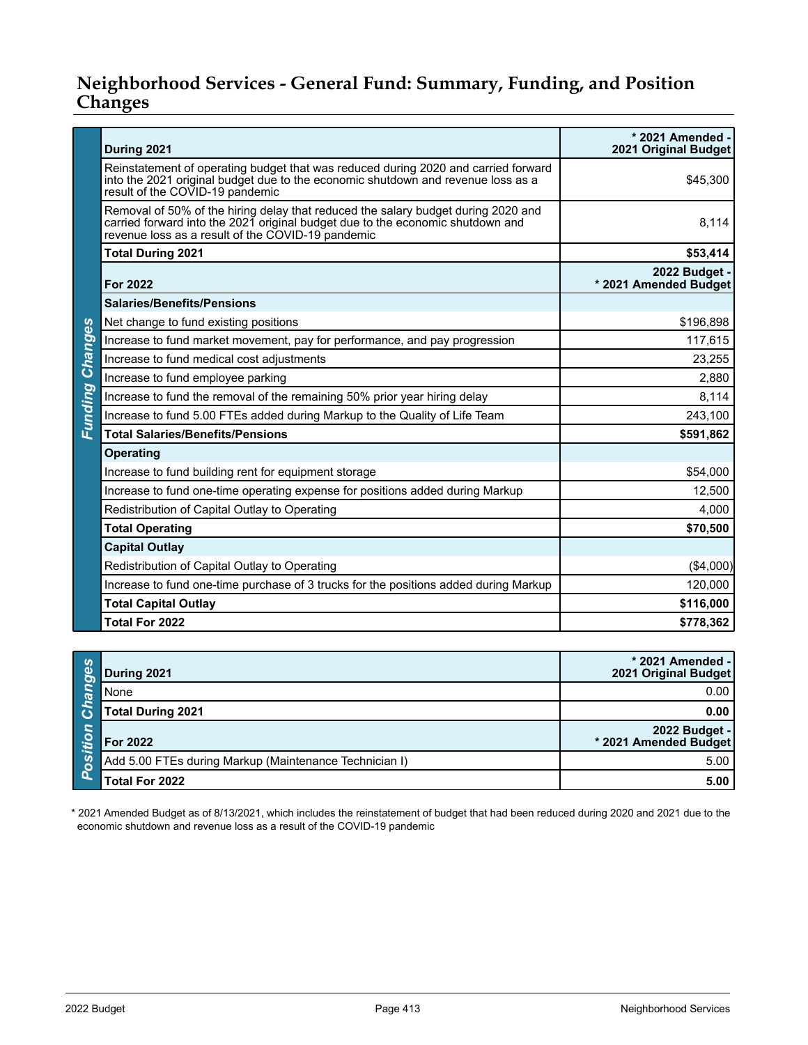# Neighborhood Services - General Fund: Summary, Funding, and Position Changes

**Funding Changes**

| During 2021 | * 2021 Amended - 2021 Original Budget |
|---|---|
| Reinstatement of operating budget that was reduced during 2020 and carried forward into the 2021 original budget due to the economic shutdown and revenue loss as a result of the COVID-19 pandemic | $45,300 |
| Removal of 50% of the hiring delay that reduced the salary budget during 2020 and carried forward into the 2021 original budget due to the economic shutdown and revenue loss as a result of the COVID-19 pandemic | 8,114 |
| **Total During 2021** | **$53,414** |
| **For 2022** | **2022 Budget - * 2021 Amended Budget** |
| **Salaries/Benefits/Pensions** | |
| Net change to fund existing positions | $196,898 |
| Increase to fund market movement, pay for performance, and pay progression | 117,615 |
| Increase to fund medical cost adjustments | 23,255 |
| Increase to fund employee parking | 2,880 |
| Increase to fund the removal of the remaining 50% prior year hiring delay | 8,114 |
| Increase to fund 5.00 FTEs added during Markup to the Quality of Life Team | 243,100 |
| **Total Salaries/Benefits/Pensions** | **$591,862** |
| **Operating** | |
| Increase to fund building rent for equipment storage | $54,000 |
| Increase to fund one-time operating expense for positions added during Markup | 12,500 |
| Redistribution of Capital Outlay to Operating | 4,000 |
| **Total Operating** | **$70,500** |
| **Capital Outlay** | |
| Redistribution of Capital Outlay to Operating | ($4,000) |
| Increase to fund one-time purchase of 3 trucks for the positions added during Markup | 120,000 |
| **Total Capital Outlay** | **$116,000** |
| **Total For 2022** | **$778,362** |

**Position Changes**

| During 2021 | * 2021 Amended - 2021 Original Budget |
|---|---|
| None | 0.00 |
| **Total During 2021** | **0.00** |
| **For 2022** | **2022 Budget - * 2021 Amended Budget** |
| Add 5.00 FTEs during Markup (Maintenance Technician I) | 5.00 |
| **Total For 2022** | **5.00** |

* 2021 Amended Budget as of 8/13/2021, which includes the reinstatement of budget that had been reduced during 2020 and 2021 due to the economic shutdown and revenue loss as a result of the COVID-19 pandemic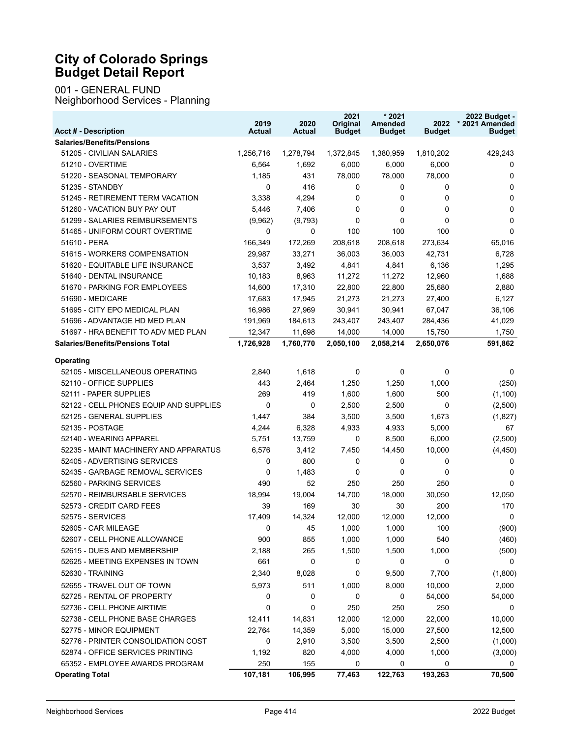# City of Colorado Springs Budget Detail Report

001 - GENERAL FUND
Neighborhood Services - Planning

| Acct # - Description | 2019 Actual | 2020 Actual | 2021 Original Budget | * 2021 Amended Budget | 2022 Budget | 2022 Budget - * 2021 Amended Budget |
|---|---|---|---|---|---|---|
| **Salaries/Benefits/Pensions** | | | | | | |
| 51205 - CIVILIAN SALARIES | 1,256,716 | 1,278,794 | 1,372,845 | 1,380,959 | 1,810,202 | 429,243 |
| 51210 - OVERTIME | 6,564 | 1,692 | 6,000 | 6,000 | 6,000 | 0 |
| 51220 - SEASONAL TEMPORARY | 1,185 | 431 | 78,000 | 78,000 | 78,000 | 0 |
| 51235 - STANDBY | 0 | 416 | 0 | 0 | 0 | 0 |
| 51245 - RETIREMENT TERM VACATION | 3,338 | 4,294 | 0 | 0 | 0 | 0 |
| 51260 - VACATION BUY PAY OUT | 5,446 | 7,406 | 0 | 0 | 0 | 0 |
| 51299 - SALARIES REIMBURSEMENTS | (9,962) | (9,793) | 0 | 0 | 0 | 0 |
| 51465 - UNIFORM COURT OVERTIME | 0 | 0 | 100 | 100 | 100 | 0 |
| 51610 - PERA | 166,349 | 172,269 | 208,618 | 208,618 | 273,634 | 65,016 |
| 51615 - WORKERS COMPENSATION | 29,987 | 33,271 | 36,003 | 36,003 | 42,731 | 6,728 |
| 51620 - EQUITABLE LIFE INSURANCE | 3,537 | 3,492 | 4,841 | 4,841 | 6,136 | 1,295 |
| 51640 - DENTAL INSURANCE | 10,183 | 8,963 | 11,272 | 11,272 | 12,960 | 1,688 |
| 51670 - PARKING FOR EMPLOYEES | 14,600 | 17,310 | 22,800 | 22,800 | 25,680 | 2,880 |
| 51690 - MEDICARE | 17,683 | 17,945 | 21,273 | 21,273 | 27,400 | 6,127 |
| 51695 - CITY EPO MEDICAL PLAN | 16,986 | 27,969 | 30,941 | 30,941 | 67,047 | 36,106 |
| 51696 - ADVANTAGE HD MED PLAN | 191,969 | 184,613 | 243,407 | 243,407 | 284,436 | 41,029 |
| 51697 - HRA BENEFIT TO ADV MED PLAN | 12,347 | 11,698 | 14,000 | 14,000 | 15,750 | 1,750 |
| **Salaries/Benefits/Pensions Total** | **1,726,928** | **1,760,770** | **2,050,100** | **2,058,214** | **2,650,076** | **591,862** |
| **Operating** | | | | | | |
| 52105 - MISCELLANEOUS OPERATING | 2,840 | 1,618 | 0 | 0 | 0 | 0 |
| 52110 - OFFICE SUPPLIES | 443 | 2,464 | 1,250 | 1,250 | 1,000 | (250) |
| 52111 - PAPER SUPPLIES | 269 | 419 | 1,600 | 1,600 | 500 | (1,100) |
| 52122 - CELL PHONES EQUIP AND SUPPLIES | 0 | 0 | 2,500 | 2,500 | 0 | (2,500) |
| 52125 - GENERAL SUPPLIES | 1,447 | 384 | 3,500 | 3,500 | 1,673 | (1,827) |
| 52135 - POSTAGE | 4,244 | 6,328 | 4,933 | 4,933 | 5,000 | 67 |
| 52140 - WEARING APPAREL | 5,751 | 13,759 | 0 | 8,500 | 6,000 | (2,500) |
| 52235 - MAINT MACHINERY AND APPARATUS | 6,576 | 3,412 | 7,450 | 14,450 | 10,000 | (4,450) |
| 52405 - ADVERTISING SERVICES | 0 | 800 | 0 | 0 | 0 | 0 |
| 52435 - GARBAGE REMOVAL SERVICES | 0 | 1,483 | 0 | 0 | 0 | 0 |
| 52560 - PARKING SERVICES | 490 | 52 | 250 | 250 | 250 | 0 |
| 52570 - REIMBURSABLE SERVICES | 18,994 | 19,004 | 14,700 | 18,000 | 30,050 | 12,050 |
| 52573 - CREDIT CARD FEES | 39 | 169 | 30 | 30 | 200 | 170 |
| 52575 - SERVICES | 17,409 | 14,324 | 12,000 | 12,000 | 12,000 | 0 |
| 52605 - CAR MILEAGE | 0 | 45 | 1,000 | 1,000 | 100 | (900) |
| 52607 - CELL PHONE ALLOWANCE | 900 | 855 | 1,000 | 1,000 | 540 | (460) |
| 52615 - DUES AND MEMBERSHIP | 2,188 | 265 | 1,500 | 1,500 | 1,000 | (500) |
| 52625 - MEETING EXPENSES IN TOWN | 661 | 0 | 0 | 0 | 0 | 0 |
| 52630 - TRAINING | 2,340 | 8,028 | 0 | 9,500 | 7,700 | (1,800) |
| 52655 - TRAVEL OUT OF TOWN | 5,973 | 511 | 1,000 | 8,000 | 10,000 | 2,000 |
| 52725 - RENTAL OF PROPERTY | 0 | 0 | 0 | 0 | 54,000 | 54,000 |
| 52736 - CELL PHONE AIRTIME | 0 | 0 | 250 | 250 | 250 | 0 |
| 52738 - CELL PHONE BASE CHARGES | 12,411 | 14,831 | 12,000 | 12,000 | 22,000 | 10,000 |
| 52775 - MINOR EQUIPMENT | 22,764 | 14,359 | 5,000 | 15,000 | 27,500 | 12,500 |
| 52776 - PRINTER CONSOLIDATION COST | 0 | 2,910 | 3,500 | 3,500 | 2,500 | (1,000) |
| 52874 - OFFICE SERVICES PRINTING | 1,192 | 820 | 4,000 | 4,000 | 1,000 | (3,000) |
| 65352 - EMPLOYEE AWARDS PROGRAM | 250 | 155 | 0 | 0 | 0 | 0 |
| **Operating Total** | **107,181** | **106,995** | **77,463** | **122,763** | **193,263** | **70,500** |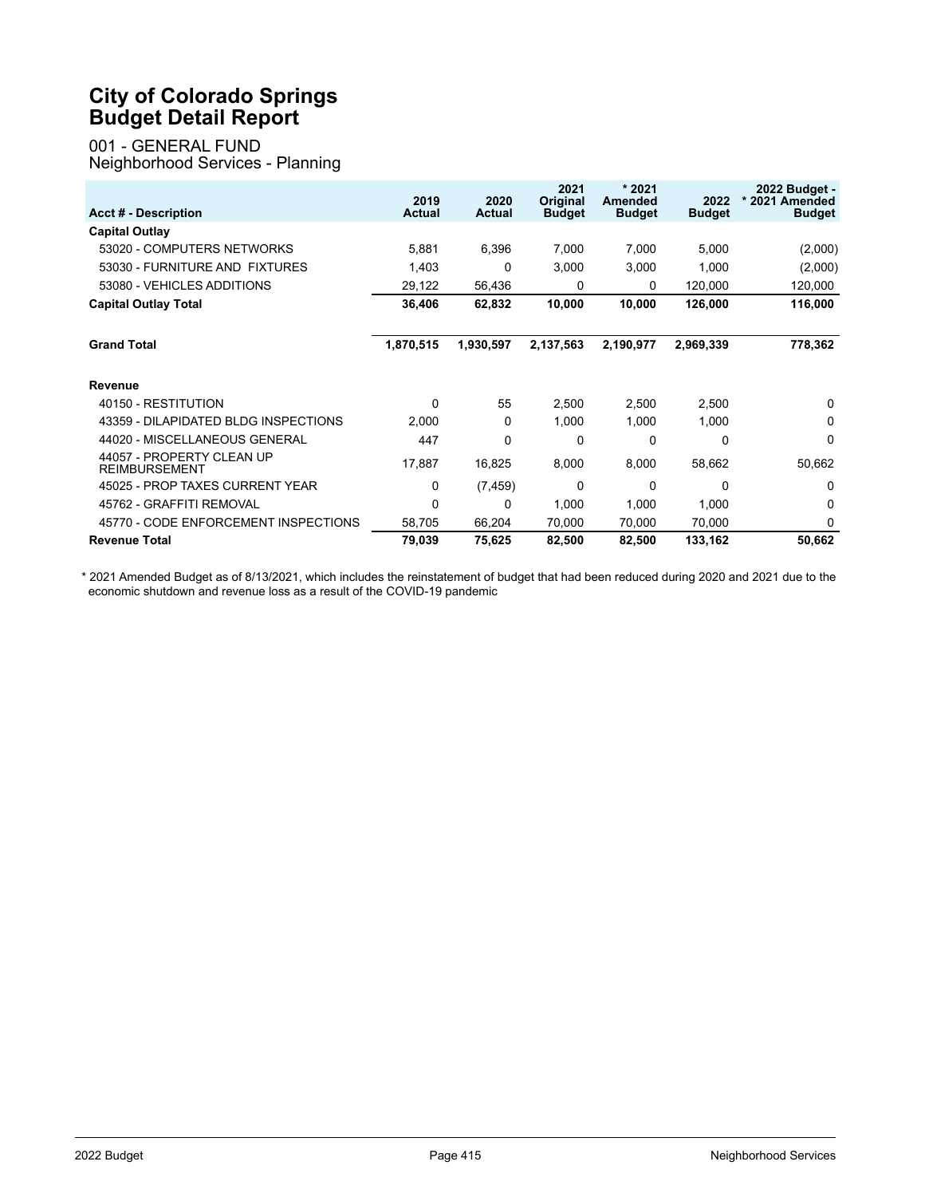# City of Colorado Springs
# Budget Detail Report

001 - GENERAL FUND
Neighborhood Services - Planning

| Acct # - Description | 2019 Actual | 2020 Actual | 2021 Original Budget | * 2021 Amended Budget | 2022 Budget | 2022 Budget - * 2021 Amended Budget |
|---|---|---|---|---|---|---|
| **Capital Outlay** | | | | | | |
| 53020 - COMPUTERS NETWORKS | 5,881 | 6,396 | 7,000 | 7,000 | 5,000 | (2,000) |
| 53030 - FURNITURE AND FIXTURES | 1,403 | 0 | 3,000 | 3,000 | 1,000 | (2,000) |
| 53080 - VEHICLES ADDITIONS | 29,122 | 56,436 | 0 | 0 | 120,000 | 120,000 |
| **Capital Outlay Total** | **36,406** | **62,832** | **10,000** | **10,000** | **126,000** | **116,000** |
| **Grand Total** | **1,870,515** | **1,930,597** | **2,137,563** | **2,190,977** | **2,969,339** | **778,362** |
| **Revenue** | | | | | | |
| 40150 - RESTITUTION | 0 | 55 | 2,500 | 2,500 | 2,500 | 0 |
| 43359 - DILAPIDATED BLDG INSPECTIONS | 2,000 | 0 | 1,000 | 1,000 | 1,000 | 0 |
| 44020 - MISCELLANEOUS GENERAL | 447 | 0 | 0 | 0 | 0 | 0 |
| 44057 - PROPERTY CLEAN UP REIMBURSEMENT | 17,887 | 16,825 | 8,000 | 8,000 | 58,662 | 50,662 |
| 45025 - PROP TAXES CURRENT YEAR | 0 | (7,459) | 0 | 0 | 0 | 0 |
| 45762 - GRAFFITI REMOVAL | 0 | 0 | 1,000 | 1,000 | 1,000 | 0 |
| 45770 - CODE ENFORCEMENT INSPECTIONS | 58,705 | 66,204 | 70,000 | 70,000 | 70,000 | 0 |
| **Revenue Total** | **79,039** | **75,625** | **82,500** | **82,500** | **133,162** | **50,662** |

\* 2021 Amended Budget as of 8/13/2021, which includes the reinstatement of budget that had been reduced during 2020 and 2021 due to the economic shutdown and revenue loss as a result of the COVID-19 pandemic